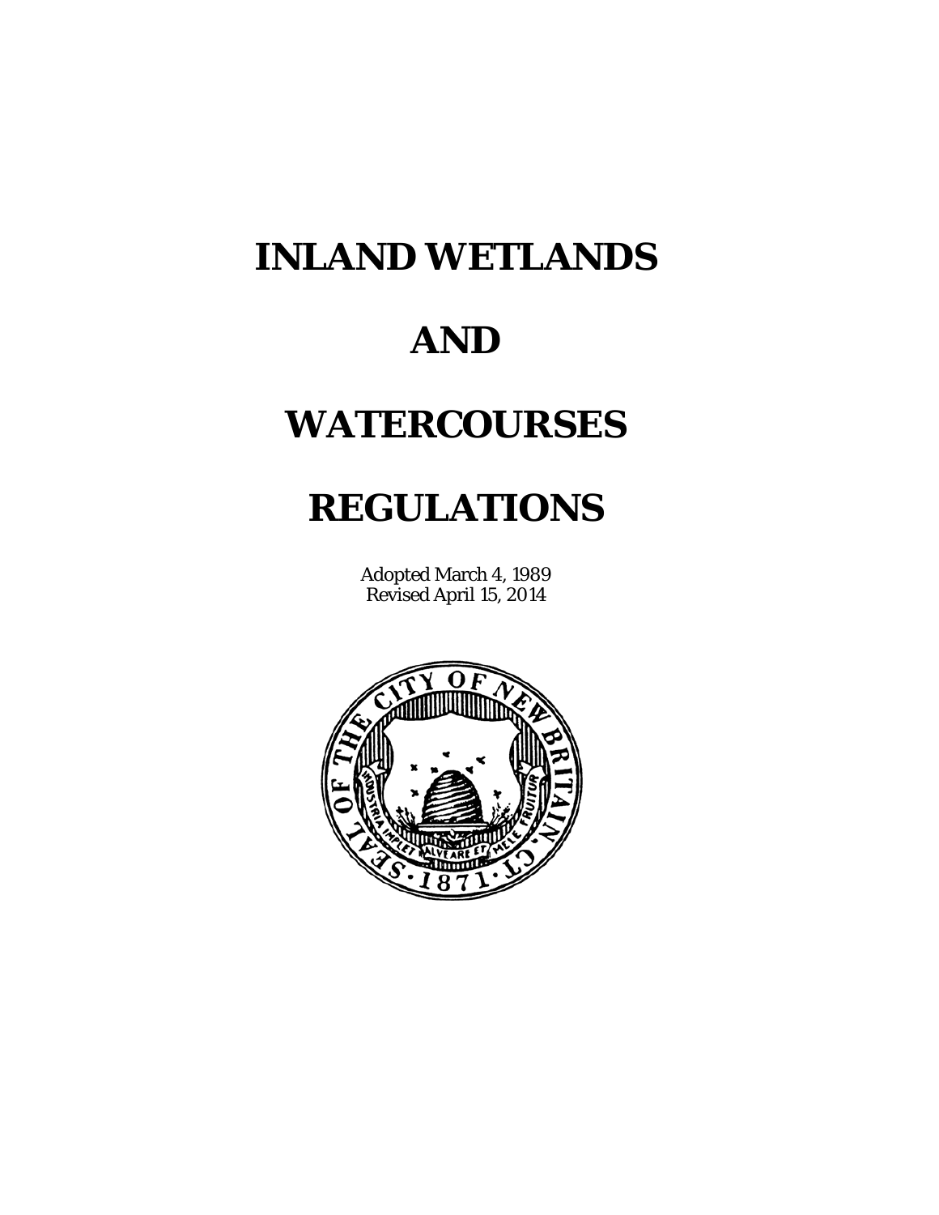# INLAND WETLANDS

# AND

# WATERCOURSES

# REGULATIONS

Adopted March 4, 1989
Revised April 15, 2014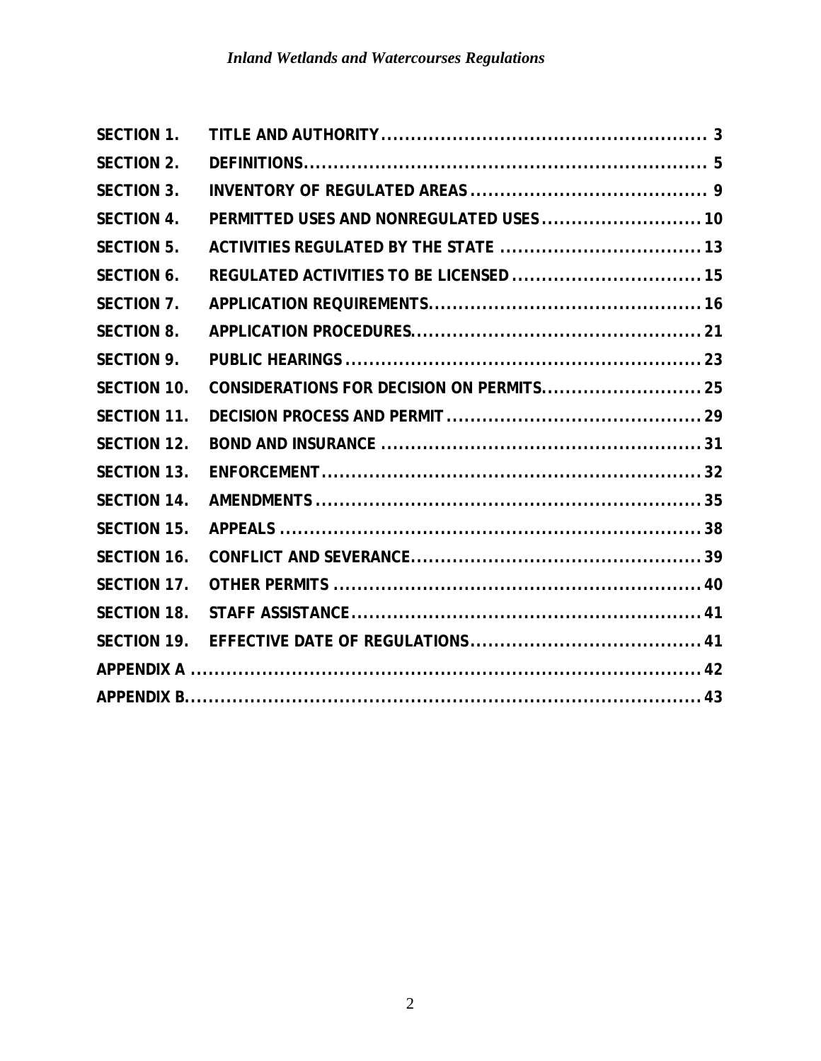| | | |
|---|---|---|
| **SECTION 1.** | **TITLE AND AUTHORITY** | **3** |
| **SECTION 2.** | **DEFINITIONS** | **5** |
| **SECTION 3.** | **INVENTORY OF REGULATED AREAS** | **9** |
| **SECTION 4.** | **PERMITTED USES AND NONREGULATED USES** | **10** |
| **SECTION 5.** | **ACTIVITIES REGULATED BY THE STATE** | **13** |
| **SECTION 6.** | **REGULATED ACTIVITIES TO BE LICENSED** | **15** |
| **SECTION 7.** | **APPLICATION REQUIREMENTS** | **16** |
| **SECTION 8.** | **APPLICATION PROCEDURES** | **21** |
| **SECTION 9.** | **PUBLIC HEARINGS** | **23** |
| **SECTION 10.** | **CONSIDERATIONS FOR DECISION ON PERMITS** | **25** |
| **SECTION 11.** | **DECISION PROCESS AND PERMIT** | **29** |
| **SECTION 12.** | **BOND AND INSURANCE** | **31** |
| **SECTION 13.** | **ENFORCEMENT** | **32** |
| **SECTION 14.** | **AMENDMENTS** | **35** |
| **SECTION 15.** | **APPEALS** | **38** |
| **SECTION 16.** | **CONFLICT AND SEVERANCE** | **39** |
| **SECTION 17.** | **OTHER PERMITS** | **40** |
| **SECTION 18.** | **STAFF ASSISTANCE** | **41** |
| **SECTION 19.** | **EFFECTIVE DATE OF REGULATIONS** | **41** |
| **APPENDIX A** | | **42** |
| **APPENDIX B** | | **43** |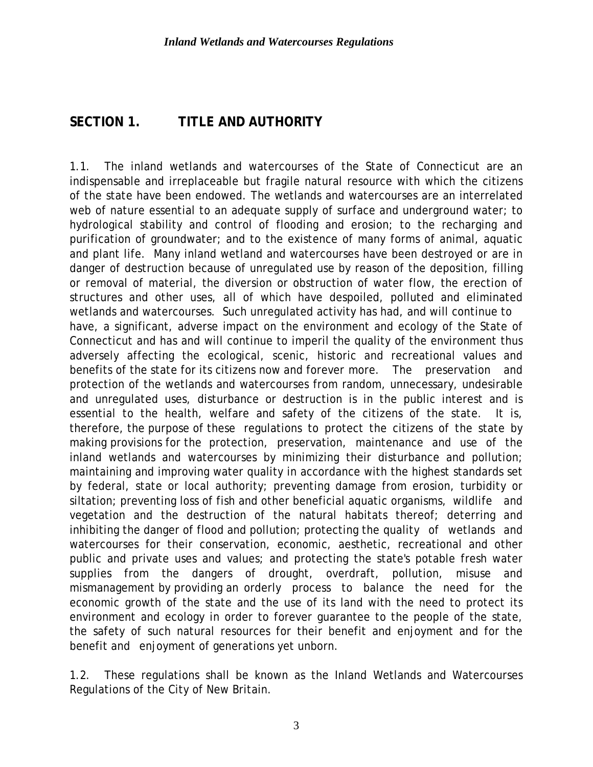## SECTION 1. TITLE AND AUTHORITY

1.1. The inland wetlands and watercourses of the State of Connecticut are an indispensable and irreplaceable but fragile natural resource with which the citizens of the state have been endowed. The wetlands and watercourses are an interrelated web of nature essential to an adequate supply of surface and underground water; to hydrological stability and control of flooding and erosion; to the recharging and purification of groundwater; and to the existence of many forms of animal, aquatic and plant life. Many inland wetland and watercourses have been destroyed or are in danger of destruction because of unregulated use by reason of the deposition, filling or removal of material, the diversion or obstruction of water flow, the erection of structures and other uses, all of which have despoiled, polluted and eliminated wetlands and watercourses. Such unregulated activity has had, and will continue to have, a significant, adverse impact on the environment and ecology of the State of Connecticut and has and will continue to imperil the quality of the environment thus adversely affecting the ecological, scenic, historic and recreational values and benefits of the state for its citizens now and forever more. The preservation and protection of the wetlands and watercourses from random, unnecessary, undesirable and unregulated uses, disturbance or destruction is in the public interest and is essential to the health, welfare and safety of the citizens of the state. It is, therefore, the purpose of these regulations to protect the citizens of the state by making provisions for the protection, preservation, maintenance and use of the inland wetlands and watercourses by minimizing their disturbance and pollution; maintaining and improving water quality in accordance with the highest standards set by federal, state or local authority; preventing damage from erosion, turbidity or siltation; preventing loss of fish and other beneficial aquatic organisms, wildlife and vegetation and the destruction of the natural habitats thereof; deterring and inhibiting the danger of flood and pollution; protecting the quality of wetlands and watercourses for their conservation, economic, aesthetic, recreational and other public and private uses and values; and protecting the state's potable fresh water supplies from the dangers of drought, overdraft, pollution, misuse and mismanagement by providing an orderly process to balance the need for the economic growth of the state and the use of its land with the need to protect its environment and ecology in order to forever guarantee to the people of the state, the safety of such natural resources for their benefit and enjoyment and for the benefit and enjoyment of generations yet unborn.

1.2. These regulations shall be known as the Inland Wetlands and Watercourses Regulations of the City of New Britain.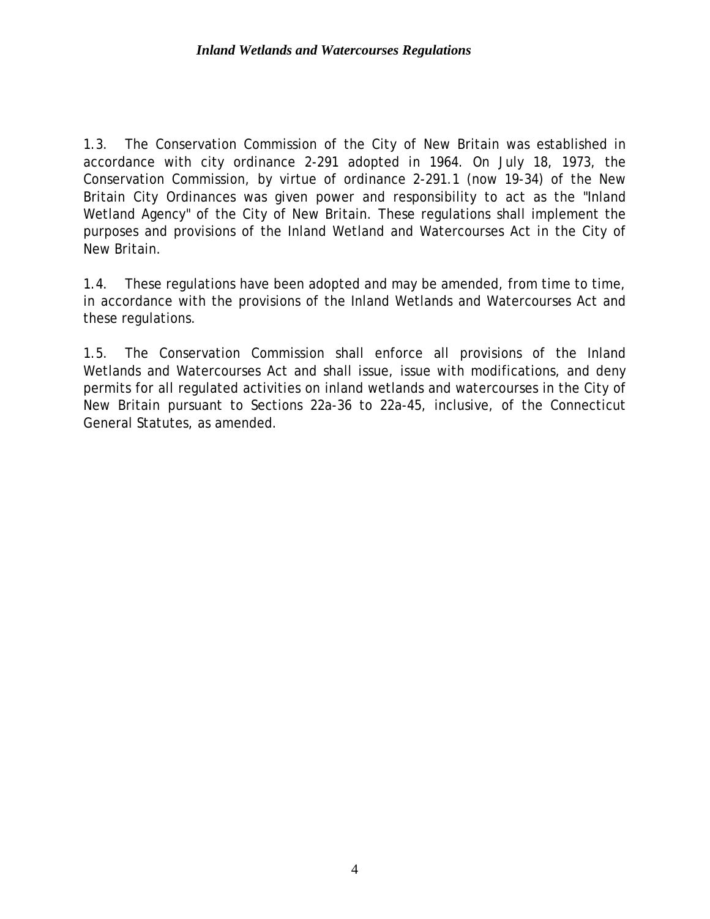1.3. The Conservation Commission of the City of New Britain was established in accordance with city ordinance 2-291 adopted in 1964. On July 18, 1973, the Conservation Commission, by virtue of ordinance 2-291.1 (now 19-34) of the New Britain City Ordinances was given power and responsibility to act as the "Inland Wetland Agency" of the City of New Britain. These regulations shall implement the purposes and provisions of the Inland Wetland and Watercourses Act in the City of New Britain.

1.4. These regulations have been adopted and may be amended, from time to time, in accordance with the provisions of the Inland Wetlands and Watercourses Act and these regulations.

1.5. The Conservation Commission shall enforce all provisions of the Inland Wetlands and Watercourses Act and shall issue, issue with modifications, and deny permits for all regulated activities on inland wetlands and watercourses in the City of New Britain pursuant to Sections 22a-36 to 22a-45, inclusive, of the Connecticut General Statutes, as amended.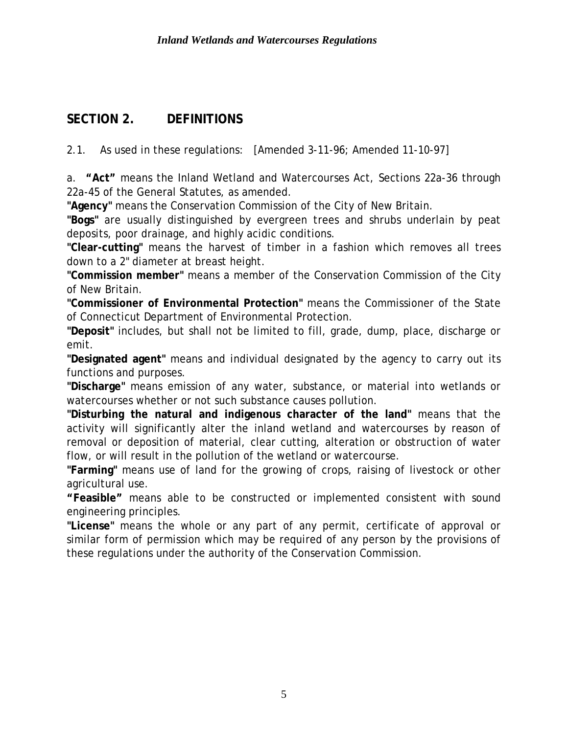## SECTION 2. DEFINITIONS

2.1. As used in these regulations: [Amended 3-11-96; Amended 11-10-97]

a. **"Act"** means the Inland Wetland and Watercourses Act, Sections 22a-36 through 22a-45 of the General Statutes, as amended.

**"Agency"** means the Conservation Commission of the City of New Britain.

**"Bogs"** are usually distinguished by evergreen trees and shrubs underlain by peat deposits, poor drainage, and highly acidic conditions.

**"Clear-cutting"** means the harvest of timber in a fashion which removes all trees down to a 2" diameter at breast height.

**"Commission member"** means a member of the Conservation Commission of the City of New Britain.

**"Commissioner of Environmental Protection"** means the Commissioner of the State of Connecticut Department of Environmental Protection.

**"Deposit"** includes, but shall not be limited to fill, grade, dump, place, discharge or emit.

**"Designated agent"** means and individual designated by the agency to carry out its functions and purposes.

**"Discharge"** means emission of any water, substance, or material into wetlands or watercourses whether or not such substance causes pollution.

**"Disturbing the natural and indigenous character of the land"** means that the activity will significantly alter the inland wetland and watercourses by reason of removal or deposition of material, clear cutting, alteration or obstruction of water flow, or will result in the pollution of the wetland or watercourse.

**"Farming"** means use of land for the growing of crops, raising of livestock or other agricultural use.

**"Feasible"** means able to be constructed or implemented consistent with sound engineering principles.

**"License"** means the whole or any part of any permit, certificate of approval or similar form of permission which may be required of any person by the provisions of these regulations under the authority of the Conservation Commission.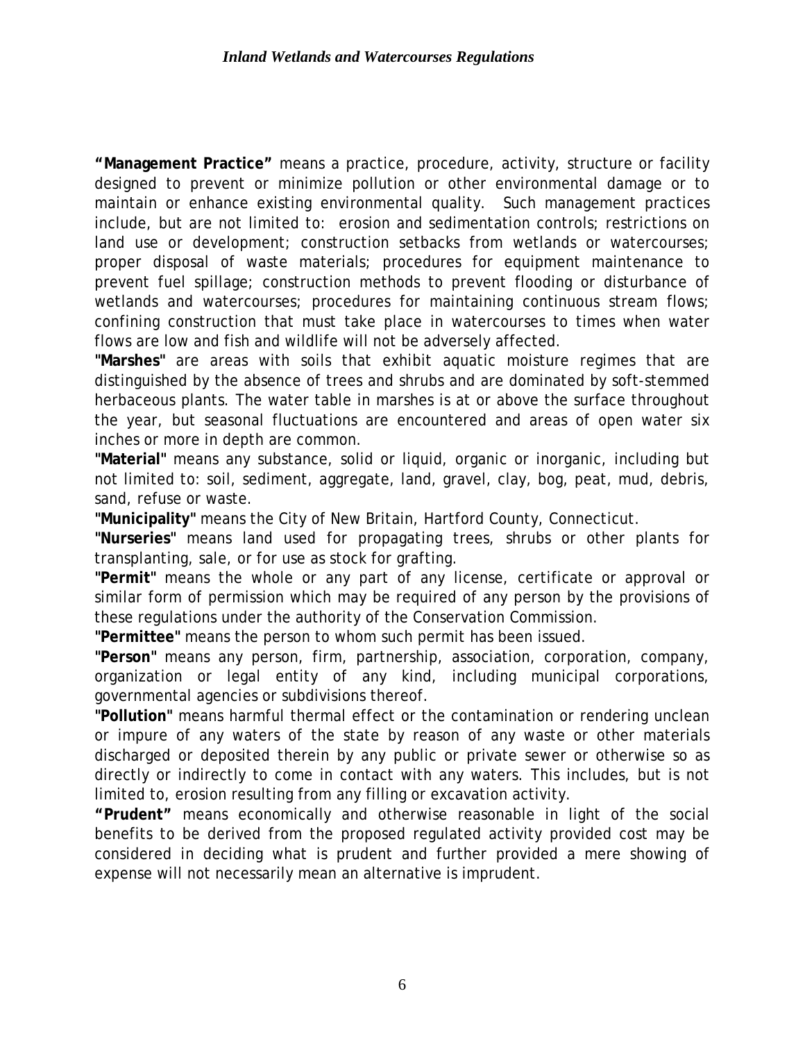**“Management Practice”** means a practice, procedure, activity, structure or facility designed to prevent or minimize pollution or other environmental damage or to maintain or enhance existing environmental quality. Such management practices include, but are not limited to: erosion and sedimentation controls; restrictions on land use or development; construction setbacks from wetlands or watercourses; proper disposal of waste materials; procedures for equipment maintenance to prevent fuel spillage; construction methods to prevent flooding or disturbance of wetlands and watercourses; procedures for maintaining continuous stream flows; confining construction that must take place in watercourses to times when water flows are low and fish and wildlife will not be adversely affected.

**"Marshes"** are areas with soils that exhibit aquatic moisture regimes that are distinguished by the absence of trees and shrubs and are dominated by soft-stemmed herbaceous plants. The water table in marshes is at or above the surface throughout the year, but seasonal fluctuations are encountered and areas of open water six inches or more in depth are common.

**"Material"** means any substance, solid or liquid, organic or inorganic, including but not limited to: soil, sediment, aggregate, land, gravel, clay, bog, peat, mud, debris, sand, refuse or waste.

**"Municipality"** means the City of New Britain, Hartford County, Connecticut.

**"Nurseries"** means land used for propagating trees, shrubs or other plants for transplanting, sale, or for use as stock for grafting.

**"Permit"** means the whole or any part of any license, certificate or approval or similar form of permission which may be required of any person by the provisions of these regulations under the authority of the Conservation Commission.

**"Permittee"** means the person to whom such permit has been issued.

**"Person"** means any person, firm, partnership, association, corporation, company, organization or legal entity of any kind, including municipal corporations, governmental agencies or subdivisions thereof.

**"Pollution"** means harmful thermal effect or the contamination or rendering unclean or impure of any waters of the state by reason of any waste or other materials discharged or deposited therein by any public or private sewer or otherwise so as directly or indirectly to come in contact with any waters. This includes, but is not limited to, erosion resulting from any filling or excavation activity.

**“Prudent”** means economically and otherwise reasonable in light of the social benefits to be derived from the proposed regulated activity provided cost may be considered in deciding what is prudent and further provided a mere showing of expense will not necessarily mean an alternative is imprudent.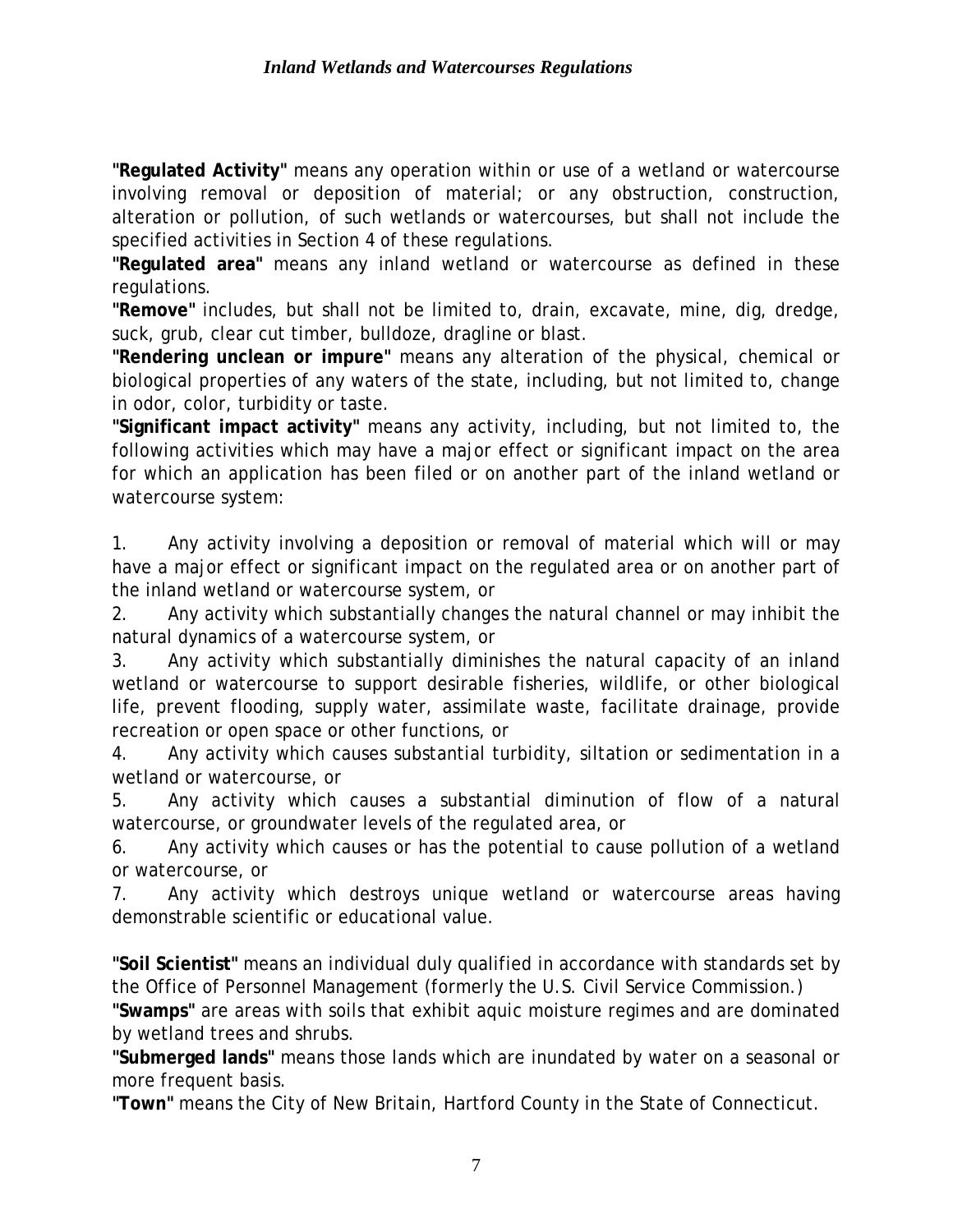**"Regulated Activity"** means any operation within or use of a wetland or watercourse involving removal or deposition of material; or any obstruction, construction, alteration or pollution, of such wetlands or watercourses, but shall not include the specified activities in Section 4 of these regulations.

**"Regulated area"** means any inland wetland or watercourse as defined in these regulations.

**"Remove"** includes, but shall not be limited to, drain, excavate, mine, dig, dredge, suck, grub, clear cut timber, bulldoze, dragline or blast.

**"Rendering unclean or impure"** means any alteration of the physical, chemical or biological properties of any waters of the state, including, but not limited to, change in odor, color, turbidity or taste.

**"Significant impact activity"** means any activity, including, but not limited to, the following activities which may have a major effect or significant impact on the area for which an application has been filed or on another part of the inland wetland or watercourse system:

1. Any activity involving a deposition or removal of material which will or may have a major effect or significant impact on the regulated area or on another part of the inland wetland or watercourse system, or
2. Any activity which substantially changes the natural channel or may inhibit the natural dynamics of a watercourse system, or
3. Any activity which substantially diminishes the natural capacity of an inland wetland or watercourse to support desirable fisheries, wildlife, or other biological life, prevent flooding, supply water, assimilate waste, facilitate drainage, provide recreation or open space or other functions, or
4. Any activity which causes substantial turbidity, siltation or sedimentation in a wetland or watercourse, or
5. Any activity which causes a substantial diminution of flow of a natural watercourse, or groundwater levels of the regulated area, or
6. Any activity which causes or has the potential to cause pollution of a wetland or watercourse, or
7. Any activity which destroys unique wetland or watercourse areas having demonstrable scientific or educational value.

**"Soil Scientist"** means an individual duly qualified in accordance with standards set by the Office of Personnel Management (formerly the U.S. Civil Service Commission.)

**"Swamps"** are areas with soils that exhibit aquic moisture regimes and are dominated by wetland trees and shrubs.

**"Submerged lands"** means those lands which are inundated by water on a seasonal or more frequent basis.

**"Town"** means the City of New Britain, Hartford County in the State of Connecticut.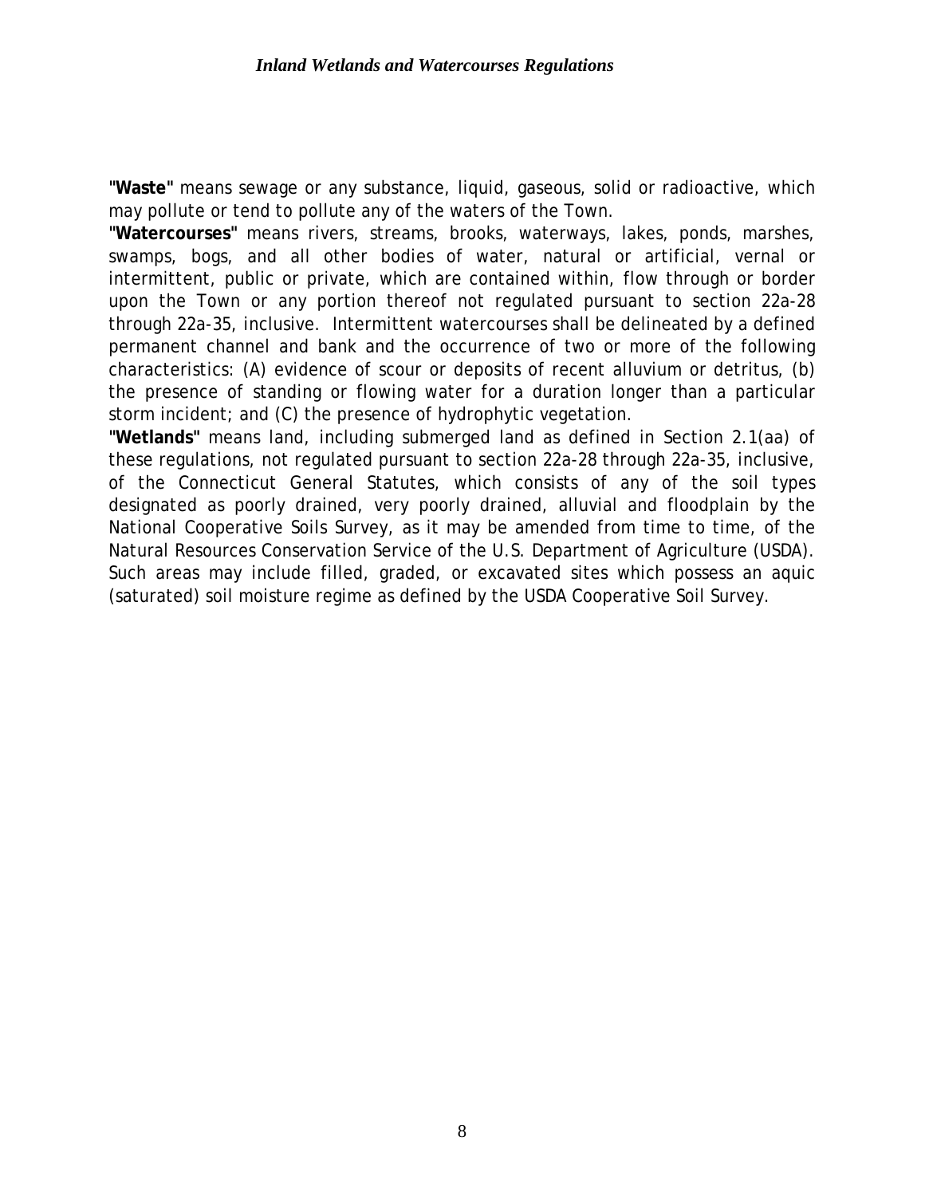**"Waste"** means sewage or any substance, liquid, gaseous, solid or radioactive, which may pollute or tend to pollute any of the waters of the Town.

**"Watercourses"** means rivers, streams, brooks, waterways, lakes, ponds, marshes, swamps, bogs, and all other bodies of water, natural or artificial, vernal or intermittent, public or private, which are contained within, flow through or border upon the Town or any portion thereof not regulated pursuant to section 22a-28 through 22a-35, inclusive. Intermittent watercourses shall be delineated by a defined permanent channel and bank and the occurrence of two or more of the following characteristics: (A) evidence of scour or deposits of recent alluvium or detritus, (b) the presence of standing or flowing water for a duration longer than a particular storm incident; and (C) the presence of hydrophytic vegetation.

**"Wetlands"** means land, including submerged land as defined in Section 2.1(aa) of these regulations, not regulated pursuant to section 22a-28 through 22a-35, inclusive, of the Connecticut General Statutes, which consists of any of the soil types designated as poorly drained, very poorly drained, alluvial and floodplain by the National Cooperative Soils Survey, as it may be amended from time to time, of the Natural Resources Conservation Service of the U.S. Department of Agriculture (USDA). Such areas may include filled, graded, or excavated sites which possess an aquic (saturated) soil moisture regime as defined by the USDA Cooperative Soil Survey.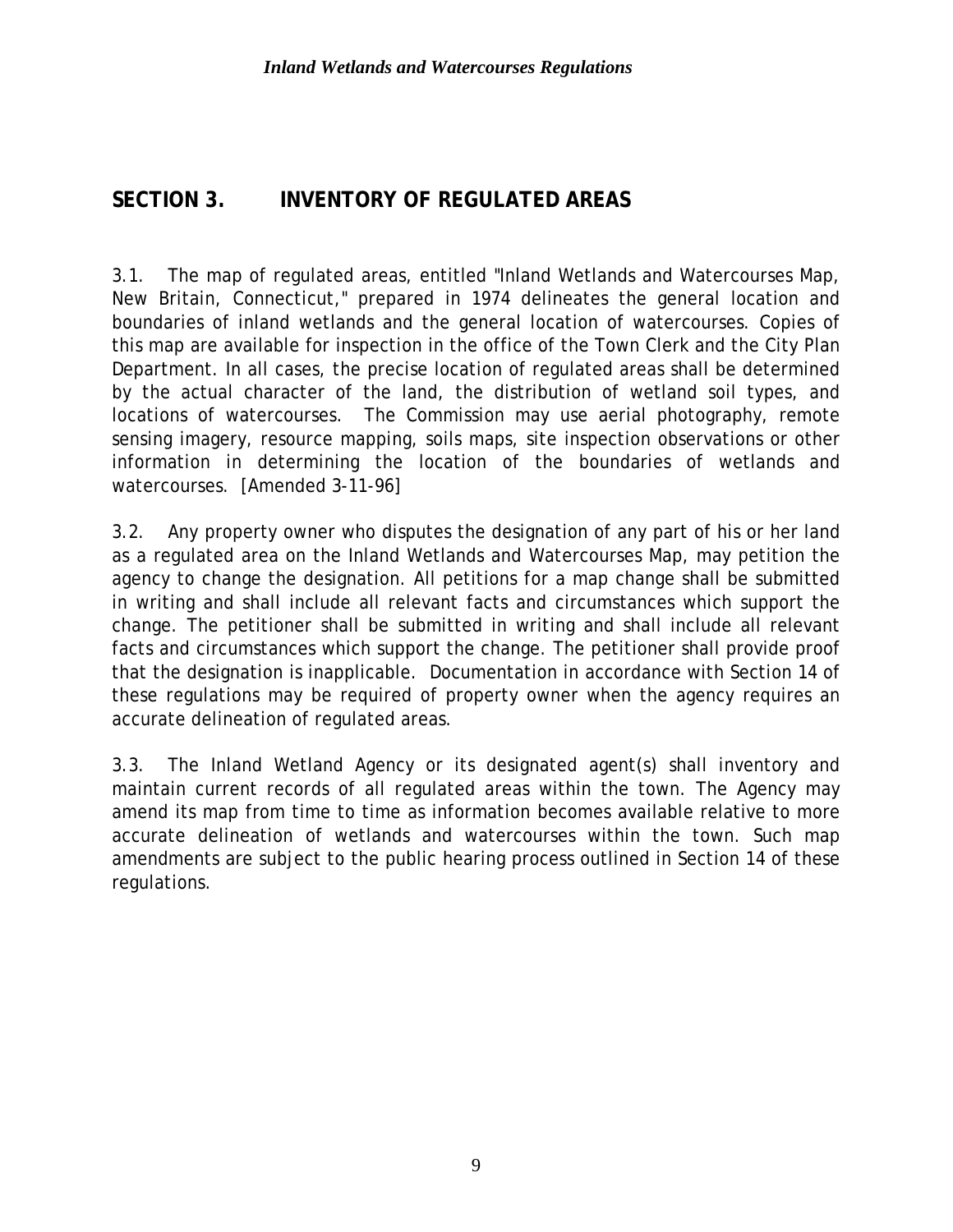## SECTION 3. INVENTORY OF REGULATED AREAS

3.1. The map of regulated areas, entitled "Inland Wetlands and Watercourses Map, New Britain, Connecticut," prepared in 1974 delineates the general location and boundaries of inland wetlands and the general location of watercourses. Copies of this map are available for inspection in the office of the Town Clerk and the City Plan Department. In all cases, the precise location of regulated areas shall be determined by the actual character of the land, the distribution of wetland soil types, and locations of watercourses. The Commission may use aerial photography, remote sensing imagery, resource mapping, soils maps, site inspection observations or other information in determining the location of the boundaries of wetlands and watercourses. [Amended 3-11-96]

3.2. Any property owner who disputes the designation of any part of his or her land as a regulated area on the Inland Wetlands and Watercourses Map, may petition the agency to change the designation. All petitions for a map change shall be submitted in writing and shall include all relevant facts and circumstances which support the change. The petitioner shall be submitted in writing and shall include all relevant facts and circumstances which support the change. The petitioner shall provide proof that the designation is inapplicable. Documentation in accordance with Section 14 of these regulations may be required of property owner when the agency requires an accurate delineation of regulated areas.

3.3. The Inland Wetland Agency or its designated agent(s) shall inventory and maintain current records of all regulated areas within the town. The Agency may amend its map from time to time as information becomes available relative to more accurate delineation of wetlands and watercourses within the town. Such map amendments are subject to the public hearing process outlined in Section 14 of these regulations.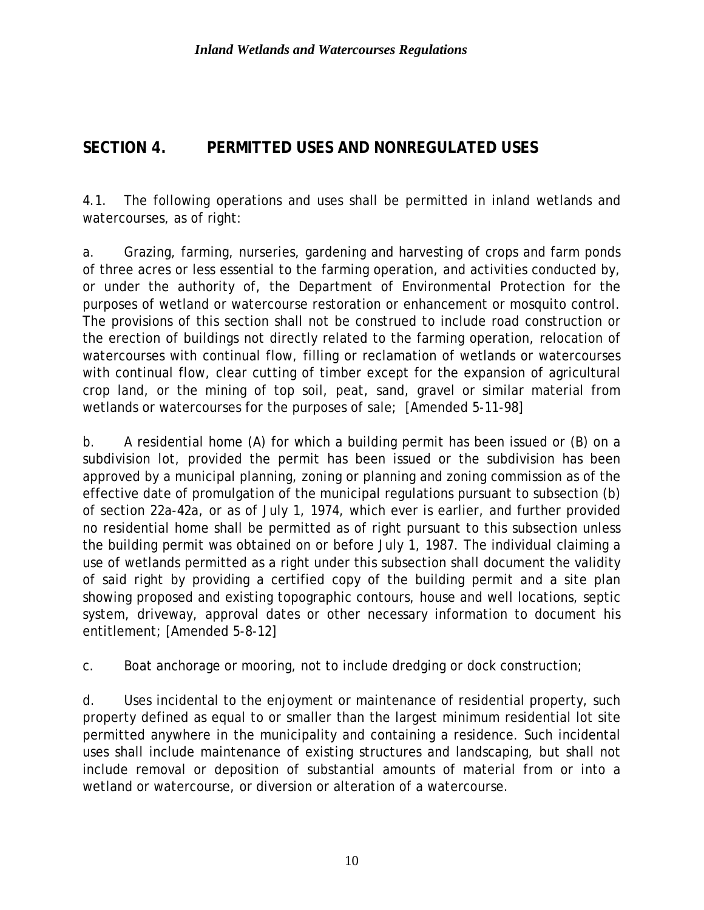## SECTION 4. PERMITTED USES AND NONREGULATED USES

4.1. The following operations and uses shall be permitted in inland wetlands and watercourses, as of right:

a. Grazing, farming, nurseries, gardening and harvesting of crops and farm ponds of three acres or less essential to the farming operation, and activities conducted by, or under the authority of, the Department of Environmental Protection for the purposes of wetland or watercourse restoration or enhancement or mosquito control. The provisions of this section shall not be construed to include road construction or the erection of buildings not directly related to the farming operation, relocation of watercourses with continual flow, filling or reclamation of wetlands or watercourses with continual flow, clear cutting of timber except for the expansion of agricultural crop land, or the mining of top soil, peat, sand, gravel or similar material from wetlands or watercourses for the purposes of sale; [Amended 5-11-98]

b. A residential home (A) for which a building permit has been issued or (B) on a subdivision lot, provided the permit has been issued or the subdivision has been approved by a municipal planning, zoning or planning and zoning commission as of the effective date of promulgation of the municipal regulations pursuant to subsection (b) of section 22a-42a, or as of July 1, 1974, which ever is earlier, and further provided no residential home shall be permitted as of right pursuant to this subsection unless the building permit was obtained on or before July 1, 1987. The individual claiming a use of wetlands permitted as a right under this subsection shall document the validity of said right by providing a certified copy of the building permit and a site plan showing proposed and existing topographic contours, house and well locations, septic system, driveway, approval dates or other necessary information to document his entitlement; [Amended 5-8-12]

c. Boat anchorage or mooring, not to include dredging or dock construction;

d. Uses incidental to the enjoyment or maintenance of residential property, such property defined as equal to or smaller than the largest minimum residential lot site permitted anywhere in the municipality and containing a residence. Such incidental uses shall include maintenance of existing structures and landscaping, but shall not include removal or deposition of substantial amounts of material from or into a wetland or watercourse, or diversion or alteration of a watercourse.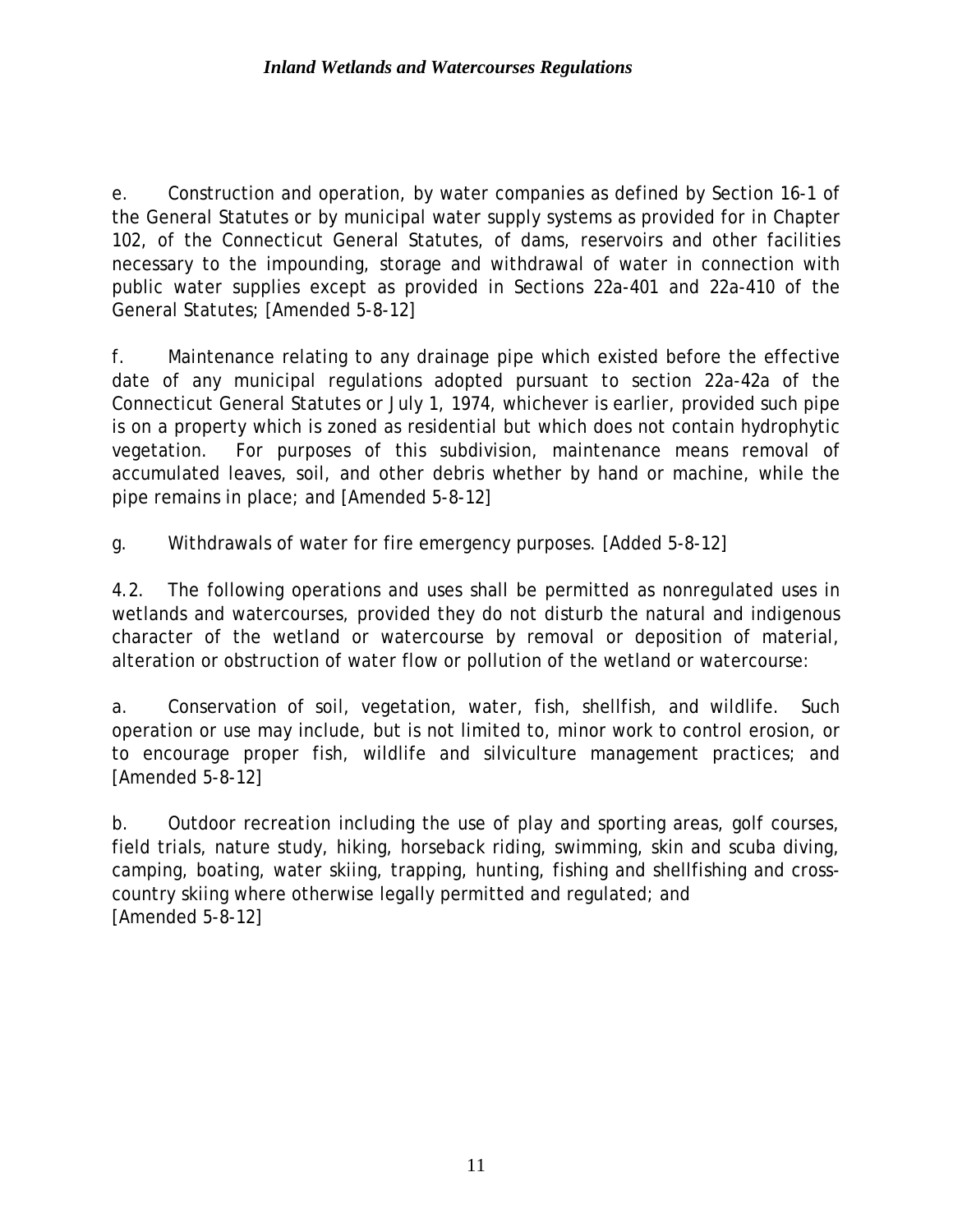e. Construction and operation, by water companies as defined by Section 16-1 of the General Statutes or by municipal water supply systems as provided for in Chapter 102, of the Connecticut General Statutes, of dams, reservoirs and other facilities necessary to the impounding, storage and withdrawal of water in connection with public water supplies except as provided in Sections 22a-401 and 22a-410 of the General Statutes; [Amended 5-8-12]

f. Maintenance relating to any drainage pipe which existed before the effective date of any municipal regulations adopted pursuant to section 22a-42a of the Connecticut General Statutes or July 1, 1974, whichever is earlier, provided such pipe is on a property which is zoned as residential but which does not contain hydrophytic vegetation. For purposes of this subdivision, maintenance means removal of accumulated leaves, soil, and other debris whether by hand or machine, while the pipe remains in place; and [Amended 5-8-12]

g. Withdrawals of water for fire emergency purposes. [Added 5-8-12]

4.2. The following operations and uses shall be permitted as nonregulated uses in wetlands and watercourses, provided they do not disturb the natural and indigenous character of the wetland or watercourse by removal or deposition of material, alteration or obstruction of water flow or pollution of the wetland or watercourse:

a. Conservation of soil, vegetation, water, fish, shellfish, and wildlife. Such operation or use may include, but is not limited to, minor work to control erosion, or to encourage proper fish, wildlife and silviculture management practices; and [Amended 5-8-12]

b. Outdoor recreation including the use of play and sporting areas, golf courses, field trials, nature study, hiking, horseback riding, swimming, skin and scuba diving, camping, boating, water skiing, trapping, hunting, fishing and shellfishing and cross-country skiing where otherwise legally permitted and regulated; and [Amended 5-8-12]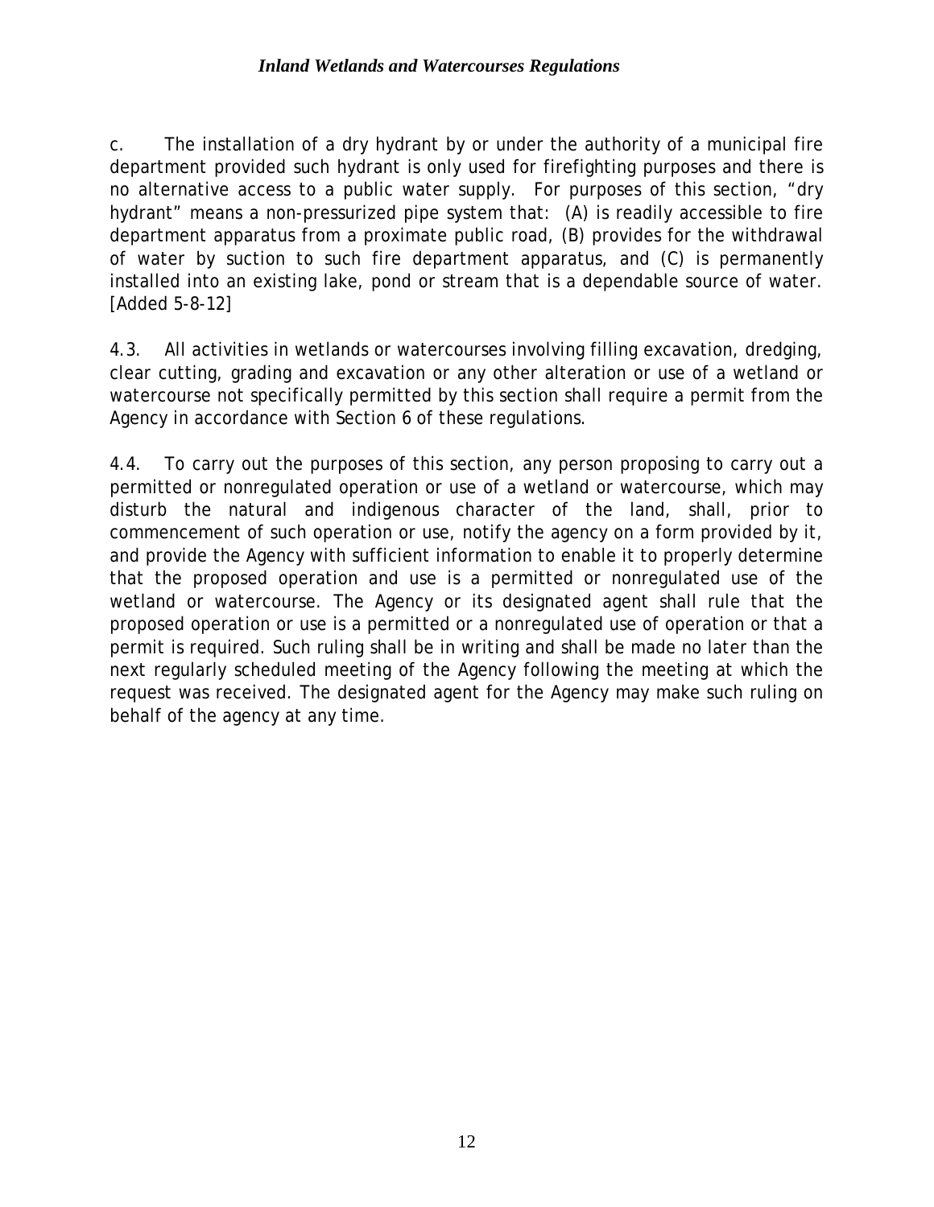c. The installation of a dry hydrant by or under the authority of a municipal fire department provided such hydrant is only used for firefighting purposes and there is no alternative access to a public water supply. For purposes of this section, "dry hydrant" means a non-pressurized pipe system that: (A) is readily accessible to fire department apparatus from a proximate public road, (B) provides for the withdrawal of water by suction to such fire department apparatus, and (C) is permanently installed into an existing lake, pond or stream that is a dependable source of water. [Added 5-8-12]

4.3. All activities in wetlands or watercourses involving filling excavation, dredging, clear cutting, grading and excavation or any other alteration or use of a wetland or watercourse not specifically permitted by this section shall require a permit from the Agency in accordance with Section 6 of these regulations.

4.4. To carry out the purposes of this section, any person proposing to carry out a permitted or nonregulated operation or use of a wetland or watercourse, which may disturb the natural and indigenous character of the land, shall, prior to commencement of such operation or use, notify the agency on a form provided by it, and provide the Agency with sufficient information to enable it to properly determine that the proposed operation and use is a permitted or nonregulated use of the wetland or watercourse. The Agency or its designated agent shall rule that the proposed operation or use is a permitted or a nonregulated use of operation or that a permit is required. Such ruling shall be in writing and shall be made no later than the next regularly scheduled meeting of the Agency following the meeting at which the request was received. The designated agent for the Agency may make such ruling on behalf of the agency at any time.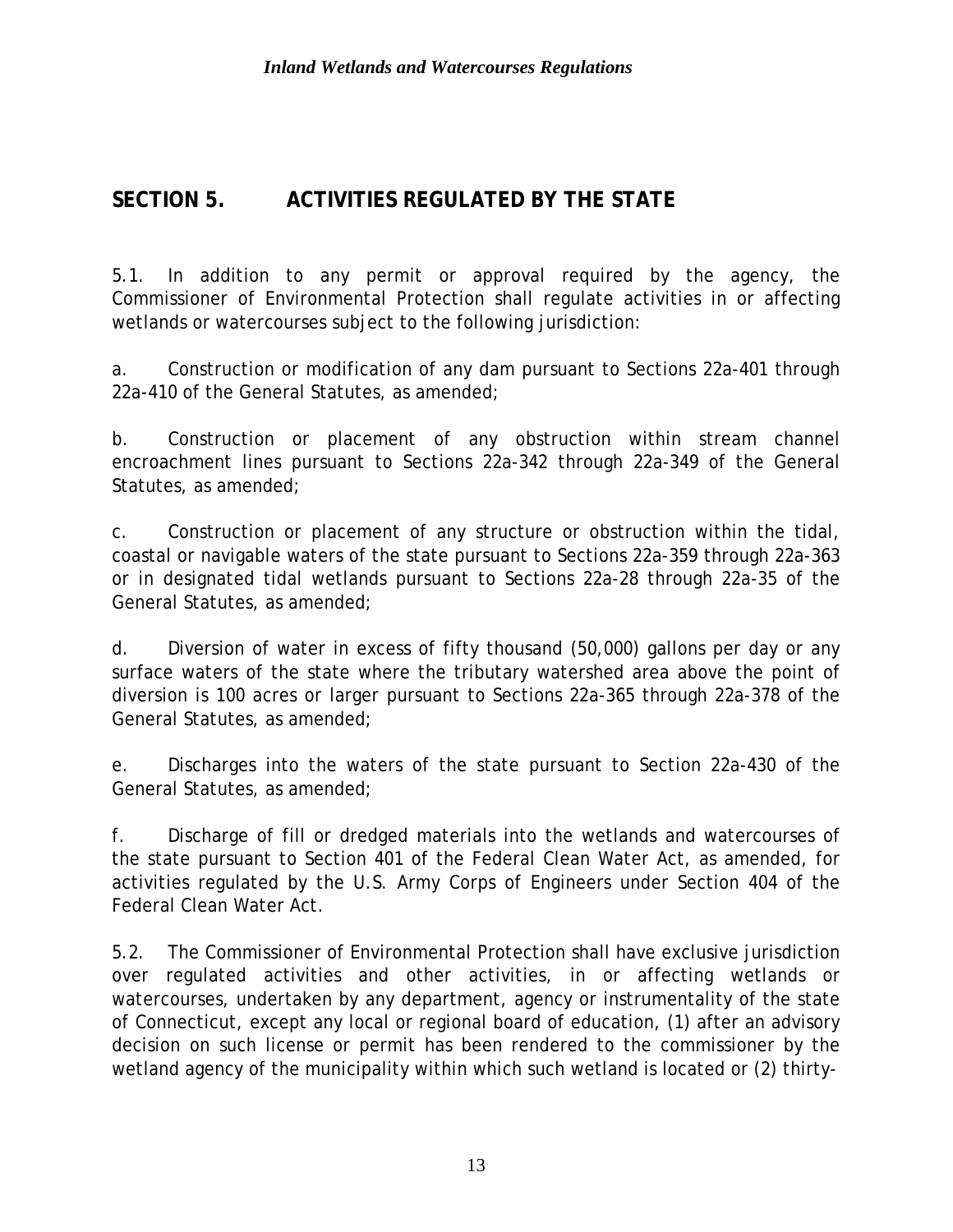## SECTION 5. ACTIVITIES REGULATED BY THE STATE

5.1. In addition to any permit or approval required by the agency, the Commissioner of Environmental Protection shall regulate activities in or affecting wetlands or watercourses subject to the following jurisdiction:

a. Construction or modification of any dam pursuant to Sections 22a-401 through 22a-410 of the General Statutes, as amended;

b. Construction or placement of any obstruction within stream channel encroachment lines pursuant to Sections 22a-342 through 22a-349 of the General Statutes, as amended;

c. Construction or placement of any structure or obstruction within the tidal, coastal or navigable waters of the state pursuant to Sections 22a-359 through 22a-363 or in designated tidal wetlands pursuant to Sections 22a-28 through 22a-35 of the General Statutes, as amended;

d. Diversion of water in excess of fifty thousand (50,000) gallons per day or any surface waters of the state where the tributary watershed area above the point of diversion is 100 acres or larger pursuant to Sections 22a-365 through 22a-378 of the General Statutes, as amended;

e. Discharges into the waters of the state pursuant to Section 22a-430 of the General Statutes, as amended;

f. Discharge of fill or dredged materials into the wetlands and watercourses of the state pursuant to Section 401 of the Federal Clean Water Act, as amended, for activities regulated by the U.S. Army Corps of Engineers under Section 404 of the Federal Clean Water Act.

5.2. The Commissioner of Environmental Protection shall have exclusive jurisdiction over regulated activities and other activities, in or affecting wetlands or watercourses, undertaken by any department, agency or instrumentality of the state of Connecticut, except any local or regional board of education, (1) after an advisory decision on such license or permit has been rendered to the commissioner by the wetland agency of the municipality within which such wetland is located or (2) thirty-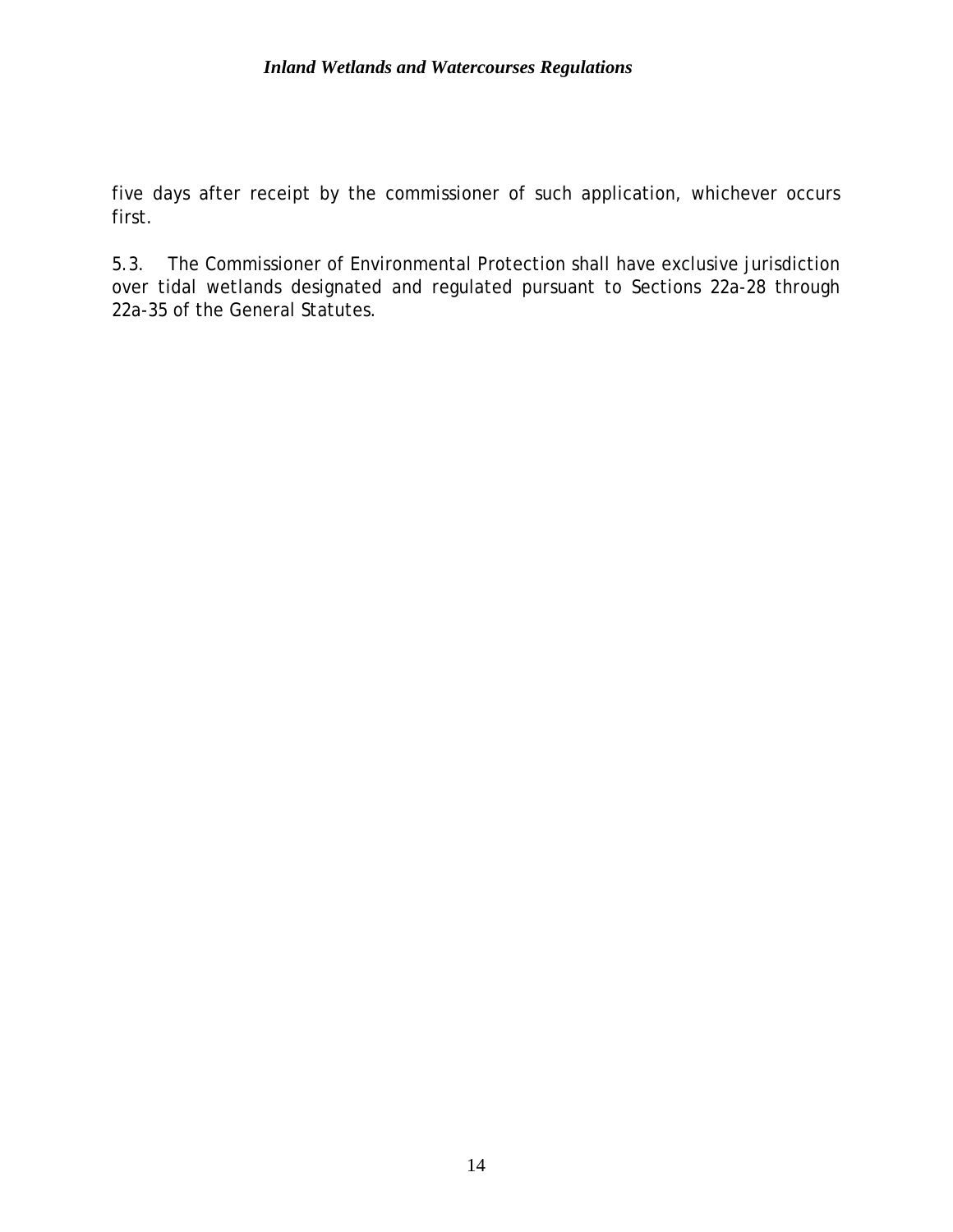five days after receipt by the commissioner of such application, whichever occurs first.

5.3. The Commissioner of Environmental Protection shall have exclusive jurisdiction over tidal wetlands designated and regulated pursuant to Sections 22a-28 through 22a-35 of the General Statutes.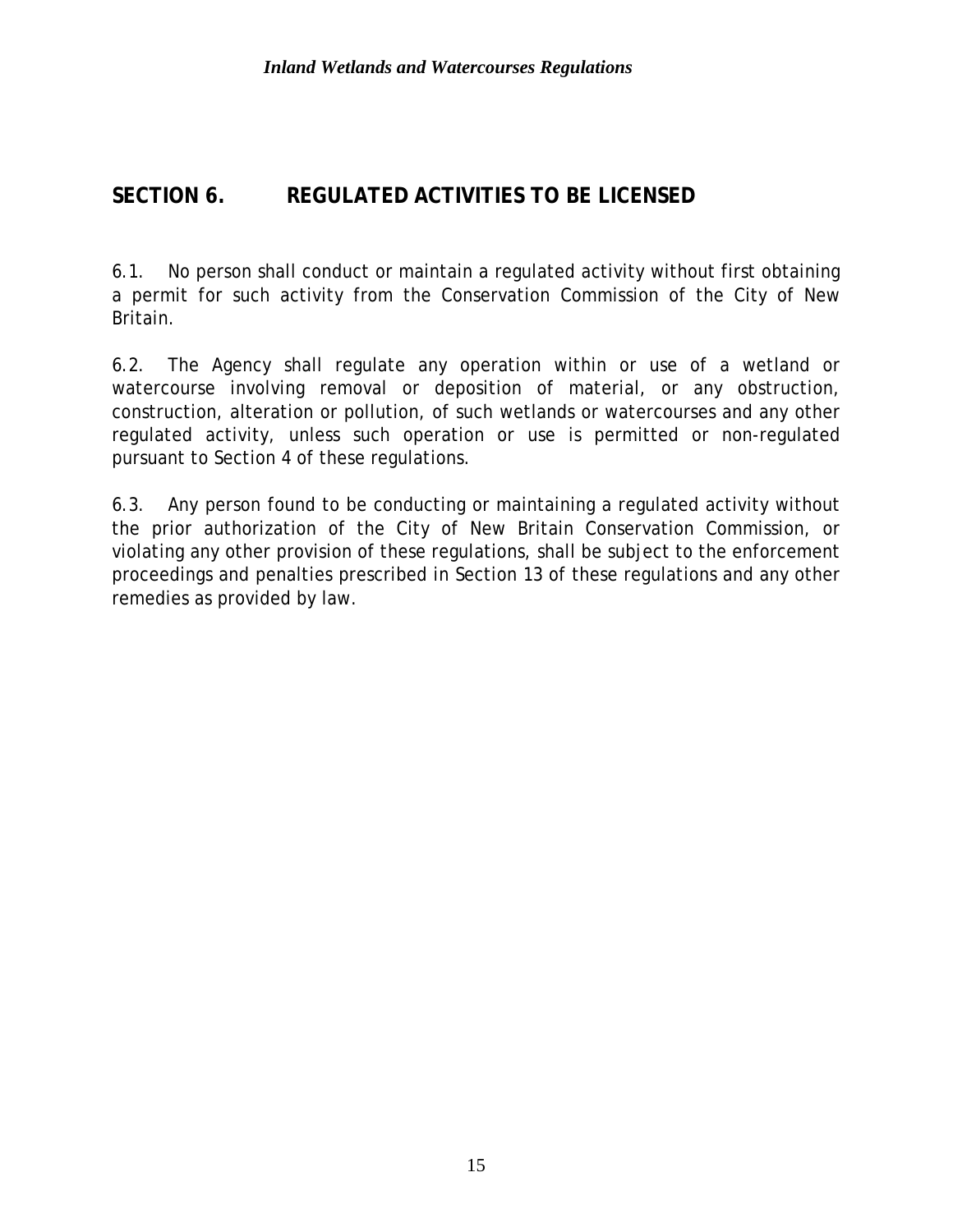## SECTION 6. REGULATED ACTIVITIES TO BE LICENSED

6.1. No person shall conduct or maintain a regulated activity without first obtaining a permit for such activity from the Conservation Commission of the City of New Britain.

6.2. The Agency shall regulate any operation within or use of a wetland or watercourse involving removal or deposition of material, or any obstruction, construction, alteration or pollution, of such wetlands or watercourses and any other regulated activity, unless such operation or use is permitted or non-regulated pursuant to Section 4 of these regulations.

6.3. Any person found to be conducting or maintaining a regulated activity without the prior authorization of the City of New Britain Conservation Commission, or violating any other provision of these regulations, shall be subject to the enforcement proceedings and penalties prescribed in Section 13 of these regulations and any other remedies as provided by law.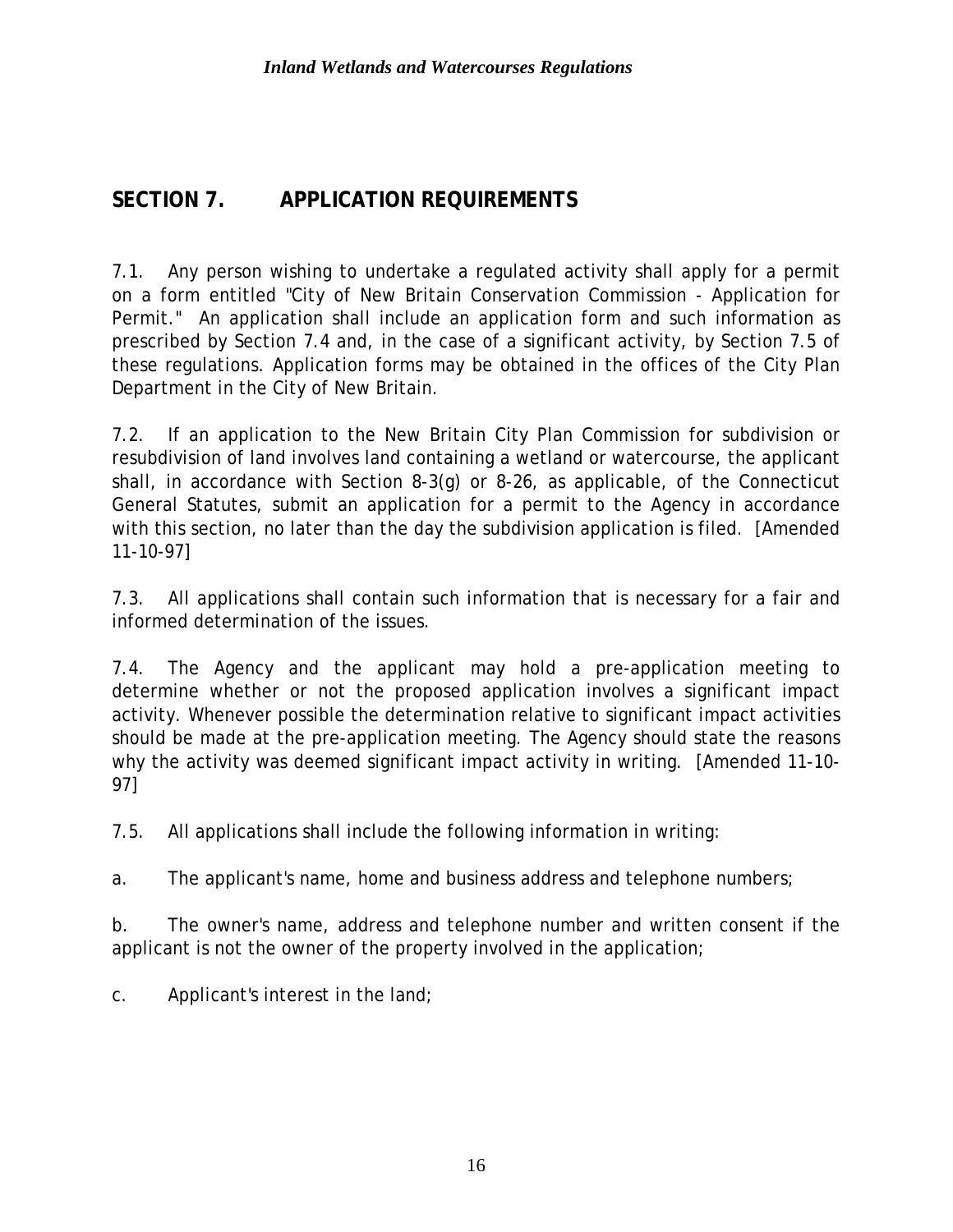## SECTION 7. APPLICATION REQUIREMENTS

7.1. Any person wishing to undertake a regulated activity shall apply for a permit on a form entitled "City of New Britain Conservation Commission - Application for Permit." An application shall include an application form and such information as prescribed by Section 7.4 and, in the case of a significant activity, by Section 7.5 of these regulations. Application forms may be obtained in the offices of the City Plan Department in the City of New Britain.

7.2. If an application to the New Britain City Plan Commission for subdivision or resubdivision of land involves land containing a wetland or watercourse, the applicant shall, in accordance with Section 8-3(g) or 8-26, as applicable, of the Connecticut General Statutes, submit an application for a permit to the Agency in accordance with this section, no later than the day the subdivision application is filed. [Amended 11-10-97]

7.3. All applications shall contain such information that is necessary for a fair and informed determination of the issues.

7.4. The Agency and the applicant may hold a pre-application meeting to determine whether or not the proposed application involves a significant impact activity. Whenever possible the determination relative to significant impact activities should be made at the pre-application meeting. The Agency should state the reasons why the activity was deemed significant impact activity in writing. [Amended 11-10-97]

7.5. All applications shall include the following information in writing:

a. The applicant's name, home and business address and telephone numbers;

b. The owner's name, address and telephone number and written consent if the applicant is not the owner of the property involved in the application;

c. Applicant's interest in the land;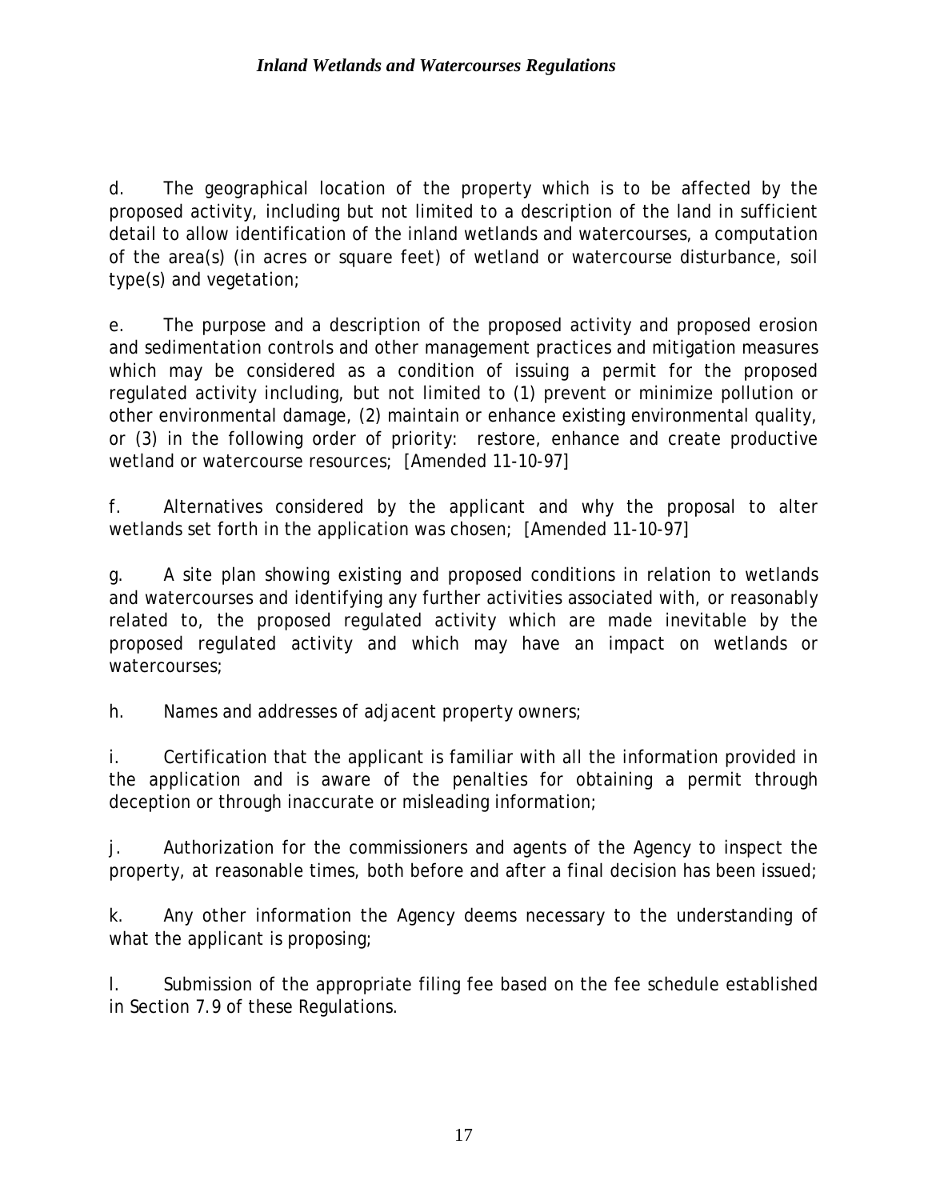d. The geographical location of the property which is to be affected by the proposed activity, including but not limited to a description of the land in sufficient detail to allow identification of the inland wetlands and watercourses, a computation of the area(s) (in acres or square feet) of wetland or watercourse disturbance, soil type(s) and vegetation;

e. The purpose and a description of the proposed activity and proposed erosion and sedimentation controls and other management practices and mitigation measures which may be considered as a condition of issuing a permit for the proposed regulated activity including, but not limited to (1) prevent or minimize pollution or other environmental damage, (2) maintain or enhance existing environmental quality, or (3) in the following order of priority: restore, enhance and create productive wetland or watercourse resources; [Amended 11-10-97]

f. Alternatives considered by the applicant and why the proposal to alter wetlands set forth in the application was chosen; [Amended 11-10-97]

g. A site plan showing existing and proposed conditions in relation to wetlands and watercourses and identifying any further activities associated with, or reasonably related to, the proposed regulated activity which are made inevitable by the proposed regulated activity and which may have an impact on wetlands or watercourses;

h. Names and addresses of adjacent property owners;

i. Certification that the applicant is familiar with all the information provided in the application and is aware of the penalties for obtaining a permit through deception or through inaccurate or misleading information;

j. Authorization for the commissioners and agents of the Agency to inspect the property, at reasonable times, both before and after a final decision has been issued;

k. Any other information the Agency deems necessary to the understanding of what the applicant is proposing;

l. Submission of the appropriate filing fee based on the fee schedule established in Section 7.9 of these Regulations.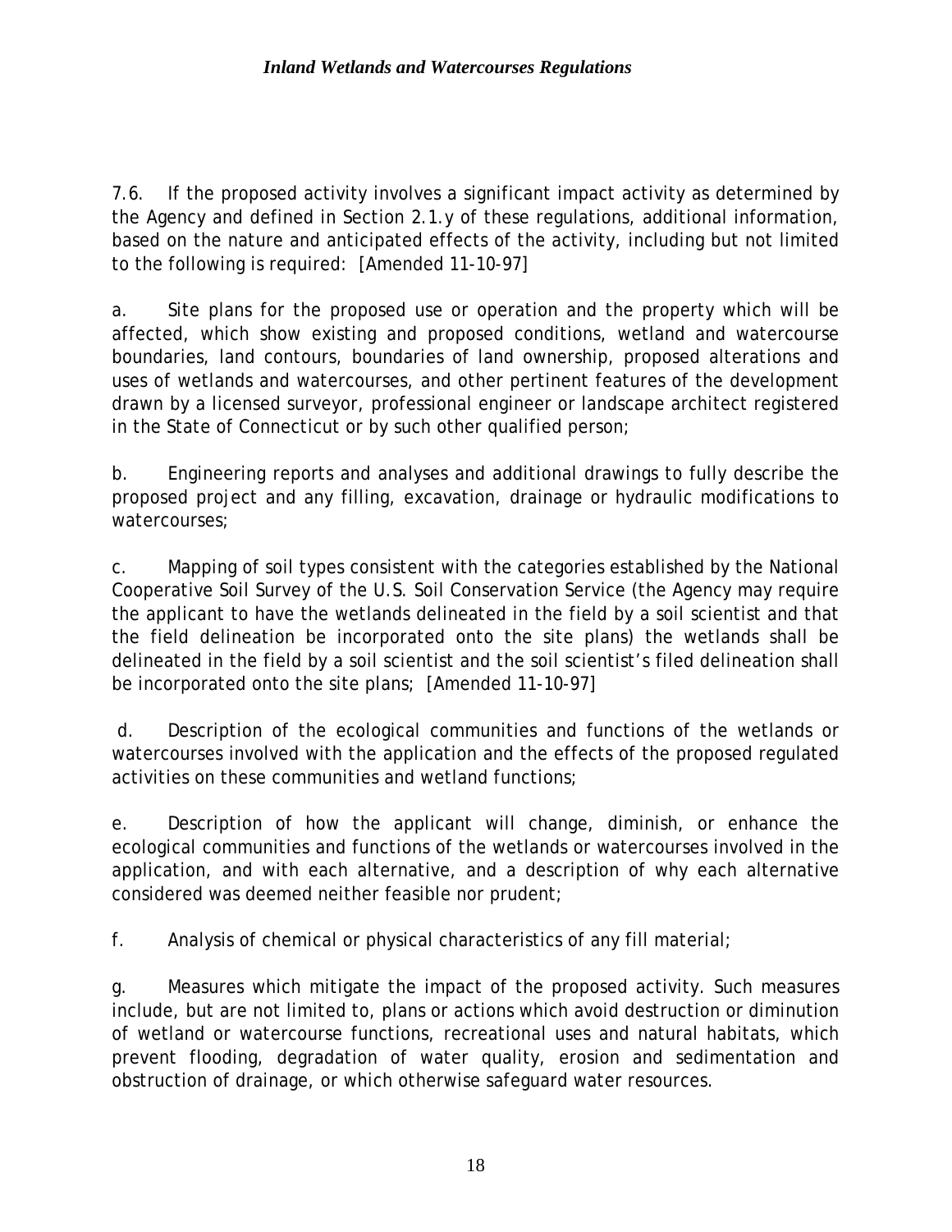7.6. If the proposed activity involves a significant impact activity as determined by the Agency and defined in Section 2.1.y of these regulations, additional information, based on the nature and anticipated effects of the activity, including but not limited to the following is required: [Amended 11-10-97]

a. Site plans for the proposed use or operation and the property which will be affected, which show existing and proposed conditions, wetland and watercourse boundaries, land contours, boundaries of land ownership, proposed alterations and uses of wetlands and watercourses, and other pertinent features of the development drawn by a licensed surveyor, professional engineer or landscape architect registered in the State of Connecticut or by such other qualified person;

b. Engineering reports and analyses and additional drawings to fully describe the proposed project and any filling, excavation, drainage or hydraulic modifications to watercourses;

c. Mapping of soil types consistent with the categories established by the National Cooperative Soil Survey of the U.S. Soil Conservation Service (the Agency may require the applicant to have the wetlands delineated in the field by a soil scientist and that the field delineation be incorporated onto the site plans) the wetlands shall be delineated in the field by a soil scientist and the soil scientist's filed delineation shall be incorporated onto the site plans; [Amended 11-10-97]

d. Description of the ecological communities and functions of the wetlands or watercourses involved with the application and the effects of the proposed regulated activities on these communities and wetland functions;

e. Description of how the applicant will change, diminish, or enhance the ecological communities and functions of the wetlands or watercourses involved in the application, and with each alternative, and a description of why each alternative considered was deemed neither feasible nor prudent;

f. Analysis of chemical or physical characteristics of any fill material;

g. Measures which mitigate the impact of the proposed activity. Such measures include, but are not limited to, plans or actions which avoid destruction or diminution of wetland or watercourse functions, recreational uses and natural habitats, which prevent flooding, degradation of water quality, erosion and sedimentation and obstruction of drainage, or which otherwise safeguard water resources.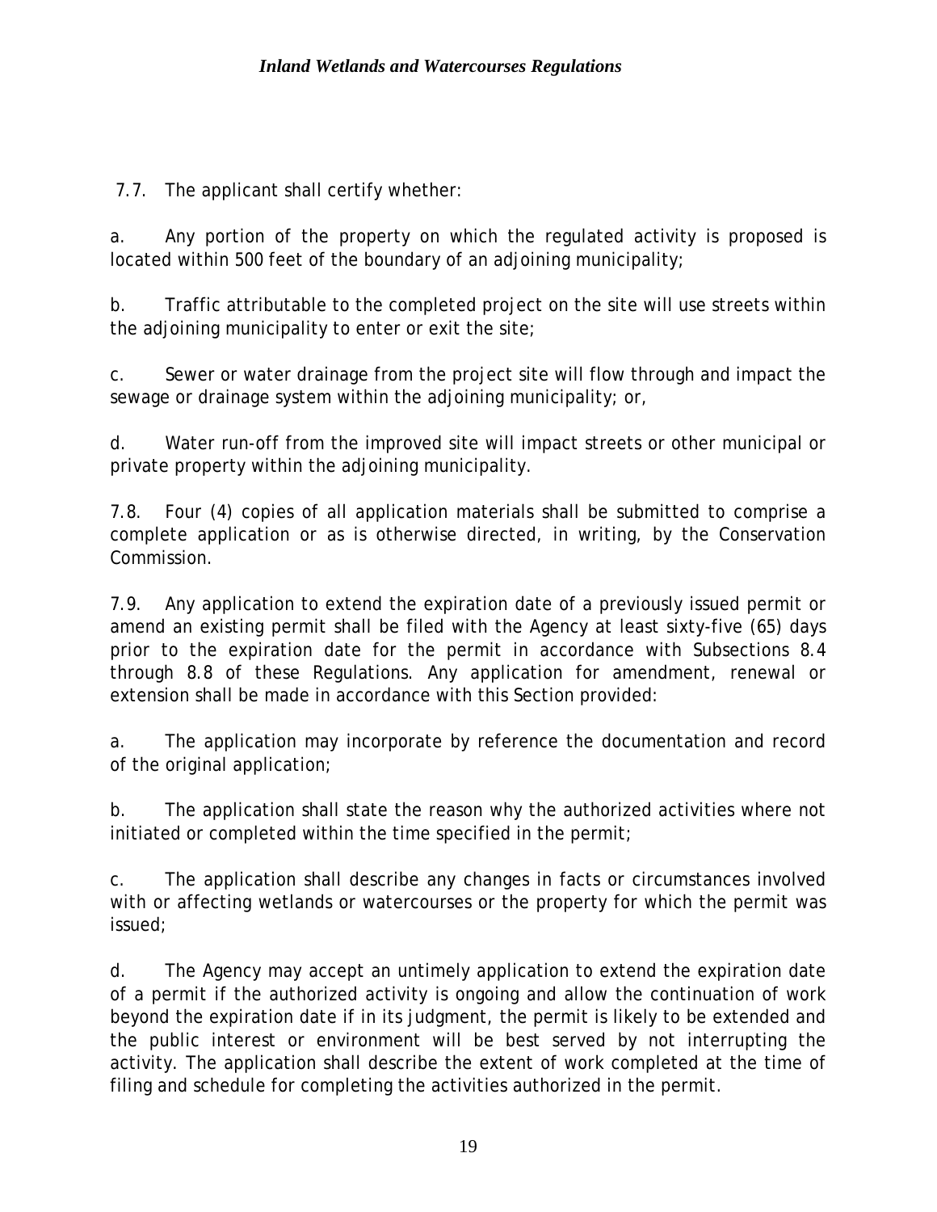7.7. The applicant shall certify whether:

a. Any portion of the property on which the regulated activity is proposed is located within 500 feet of the boundary of an adjoining municipality;

b. Traffic attributable to the completed project on the site will use streets within the adjoining municipality to enter or exit the site;

c. Sewer or water drainage from the project site will flow through and impact the sewage or drainage system within the adjoining municipality; or,

d. Water run-off from the improved site will impact streets or other municipal or private property within the adjoining municipality.

7.8. Four (4) copies of all application materials shall be submitted to comprise a complete application or as is otherwise directed, in writing, by the Conservation Commission.

7.9. Any application to extend the expiration date of a previously issued permit or amend an existing permit shall be filed with the Agency at least sixty-five (65) days prior to the expiration date for the permit in accordance with Subsections 8.4 through 8.8 of these Regulations. Any application for amendment, renewal or extension shall be made in accordance with this Section provided:

a. The application may incorporate by reference the documentation and record of the original application;

b. The application shall state the reason why the authorized activities where not initiated or completed within the time specified in the permit;

c. The application shall describe any changes in facts or circumstances involved with or affecting wetlands or watercourses or the property for which the permit was issued;

d. The Agency may accept an untimely application to extend the expiration date of a permit if the authorized activity is ongoing and allow the continuation of work beyond the expiration date if in its judgment, the permit is likely to be extended and the public interest or environment will be best served by not interrupting the activity. The application shall describe the extent of work completed at the time of filing and schedule for completing the activities authorized in the permit.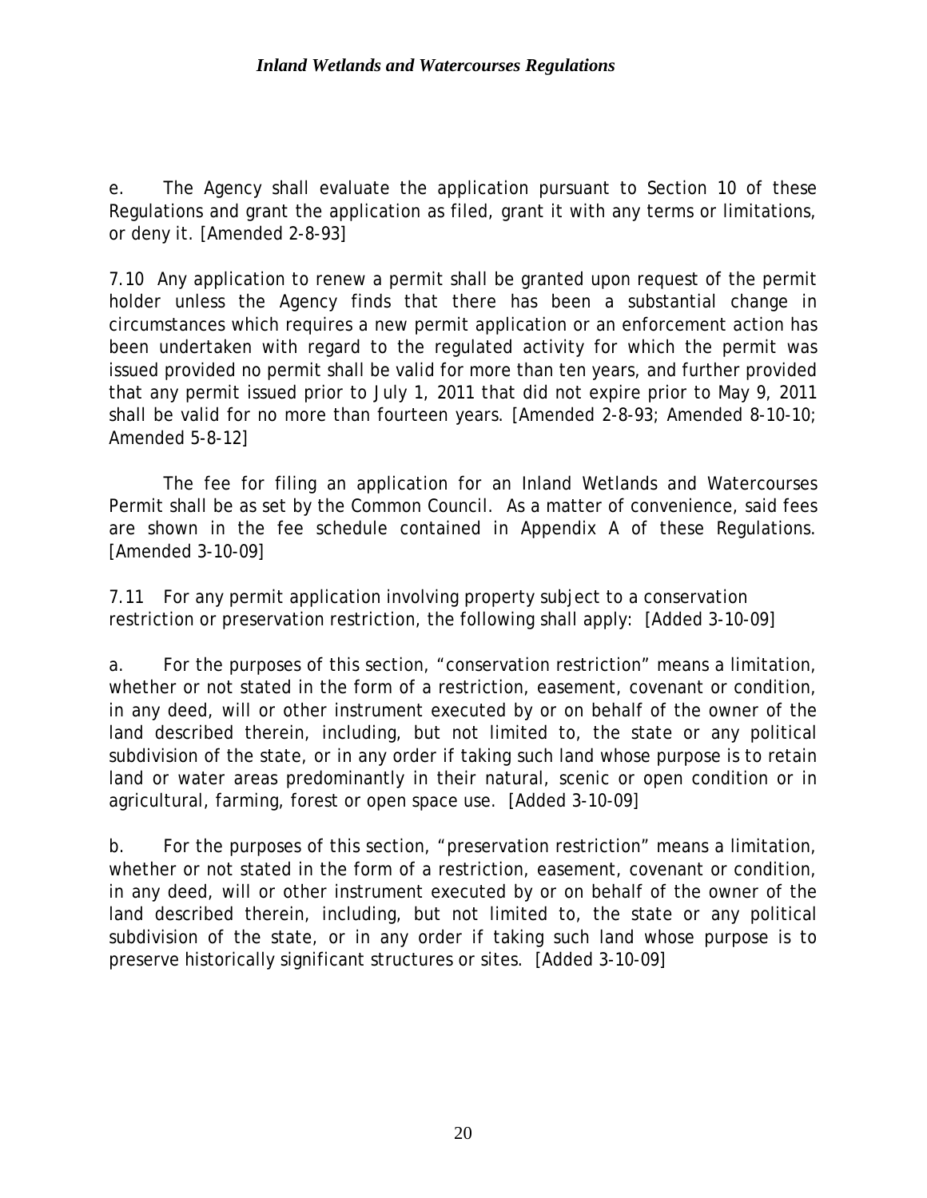e. The Agency shall evaluate the application pursuant to Section 10 of these Regulations and grant the application as filed, grant it with any terms or limitations, or deny it. [Amended 2-8-93]

7.10 Any application to renew a permit shall be granted upon request of the permit holder unless the Agency finds that there has been a substantial change in circumstances which requires a new permit application or an enforcement action has been undertaken with regard to the regulated activity for which the permit was issued provided no permit shall be valid for more than ten years, and further provided that any permit issued prior to July 1, 2011 that did not expire prior to May 9, 2011 shall be valid for no more than fourteen years. [Amended 2-8-93; Amended 8-10-10; Amended 5-8-12]

The fee for filing an application for an Inland Wetlands and Watercourses Permit shall be as set by the Common Council. As a matter of convenience, said fees are shown in the fee schedule contained in Appendix A of these Regulations. [Amended 3-10-09]

7.11 For any permit application involving property subject to a conservation restriction or preservation restriction, the following shall apply: [Added 3-10-09]

a. For the purposes of this section, "conservation restriction" means a limitation, whether or not stated in the form of a restriction, easement, covenant or condition, in any deed, will or other instrument executed by or on behalf of the owner of the land described therein, including, but not limited to, the state or any political subdivision of the state, or in any order if taking such land whose purpose is to retain land or water areas predominantly in their natural, scenic or open condition or in agricultural, farming, forest or open space use. [Added 3-10-09]

b. For the purposes of this section, "preservation restriction" means a limitation, whether or not stated in the form of a restriction, easement, covenant or condition, in any deed, will or other instrument executed by or on behalf of the owner of the land described therein, including, but not limited to, the state or any political subdivision of the state, or in any order if taking such land whose purpose is to preserve historically significant structures or sites. [Added 3-10-09]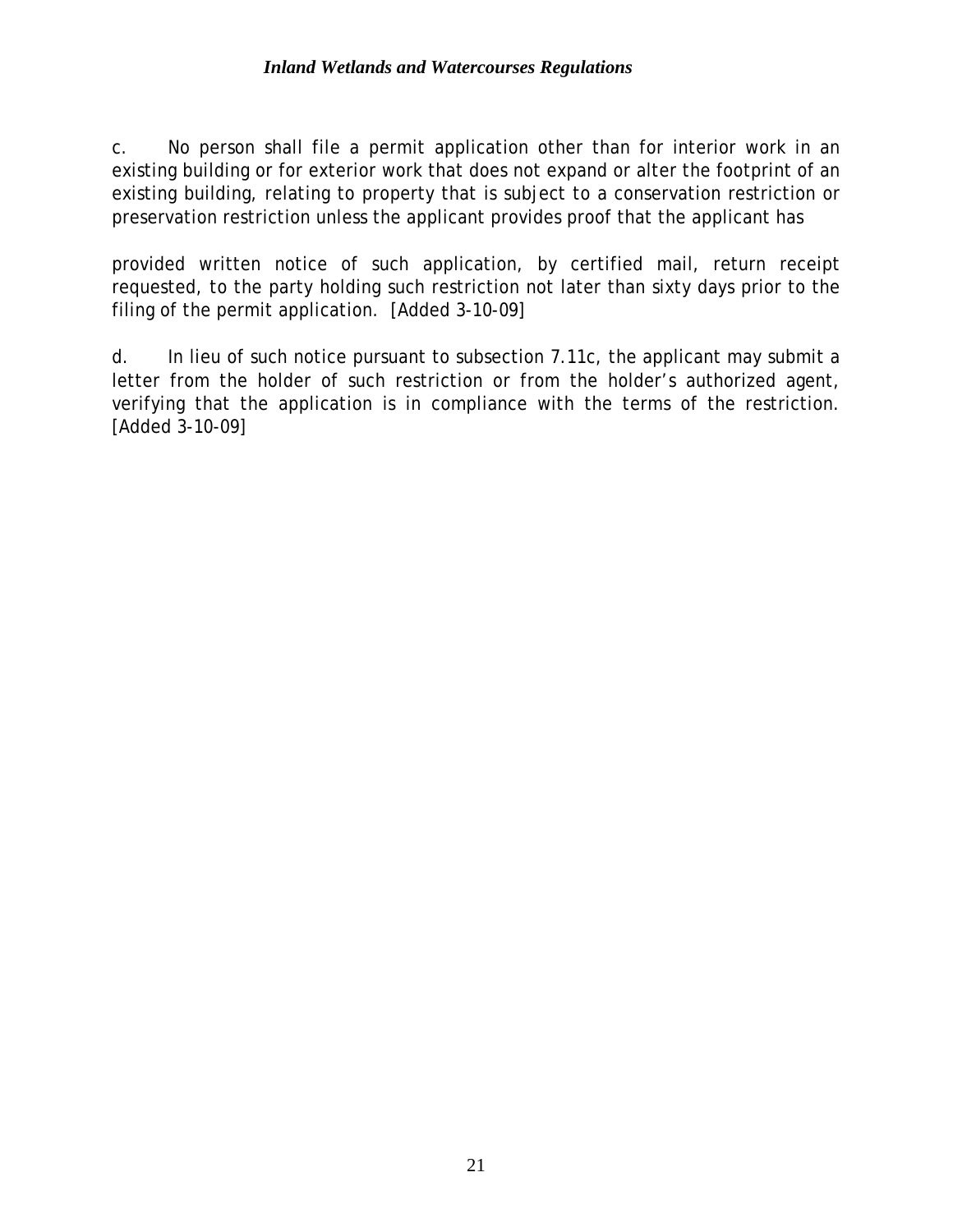c. No person shall file a permit application other than for interior work in an existing building or for exterior work that does not expand or alter the footprint of an existing building, relating to property that is subject to a conservation restriction or preservation restriction unless the applicant provides proof that the applicant has provided written notice of such application, by certified mail, return receipt requested, to the party holding such restriction not later than sixty days prior to the filing of the permit application. [Added 3-10-09]

d. In lieu of such notice pursuant to subsection 7.11c, the applicant may submit a letter from the holder of such restriction or from the holder's authorized agent, verifying that the application is in compliance with the terms of the restriction. [Added 3-10-09]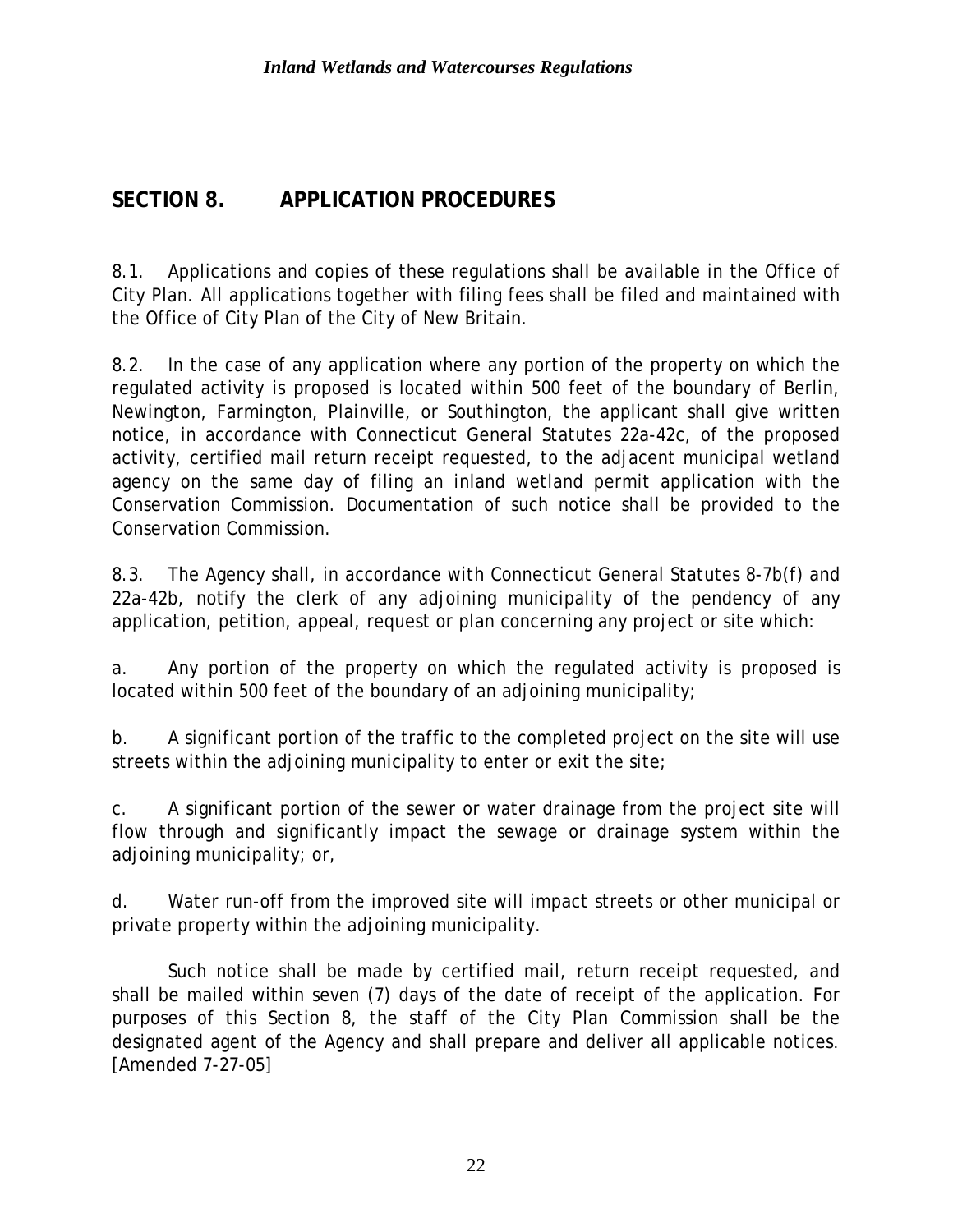## SECTION 8. APPLICATION PROCEDURES

8.1. Applications and copies of these regulations shall be available in the Office of City Plan. All applications together with filing fees shall be filed and maintained with the Office of City Plan of the City of New Britain.

8.2. In the case of any application where any portion of the property on which the regulated activity is proposed is located within 500 feet of the boundary of Berlin, Newington, Farmington, Plainville, or Southington, the applicant shall give written notice, in accordance with Connecticut General Statutes 22a-42c, of the proposed activity, certified mail return receipt requested, to the adjacent municipal wetland agency on the same day of filing an inland wetland permit application with the Conservation Commission. Documentation of such notice shall be provided to the Conservation Commission.

8.3. The Agency shall, in accordance with Connecticut General Statutes 8-7b(f) and 22a-42b, notify the clerk of any adjoining municipality of the pendency of any application, petition, appeal, request or plan concerning any project or site which:

a. Any portion of the property on which the regulated activity is proposed is located within 500 feet of the boundary of an adjoining municipality;

b. A significant portion of the traffic to the completed project on the site will use streets within the adjoining municipality to enter or exit the site;

c. A significant portion of the sewer or water drainage from the project site will flow through and significantly impact the sewage or drainage system within the adjoining municipality; or,

d. Water run-off from the improved site will impact streets or other municipal or private property within the adjoining municipality.

Such notice shall be made by certified mail, return receipt requested, and shall be mailed within seven (7) days of the date of receipt of the application. For purposes of this Section 8, the staff of the City Plan Commission shall be the designated agent of the Agency and shall prepare and deliver all applicable notices. [Amended 7-27-05]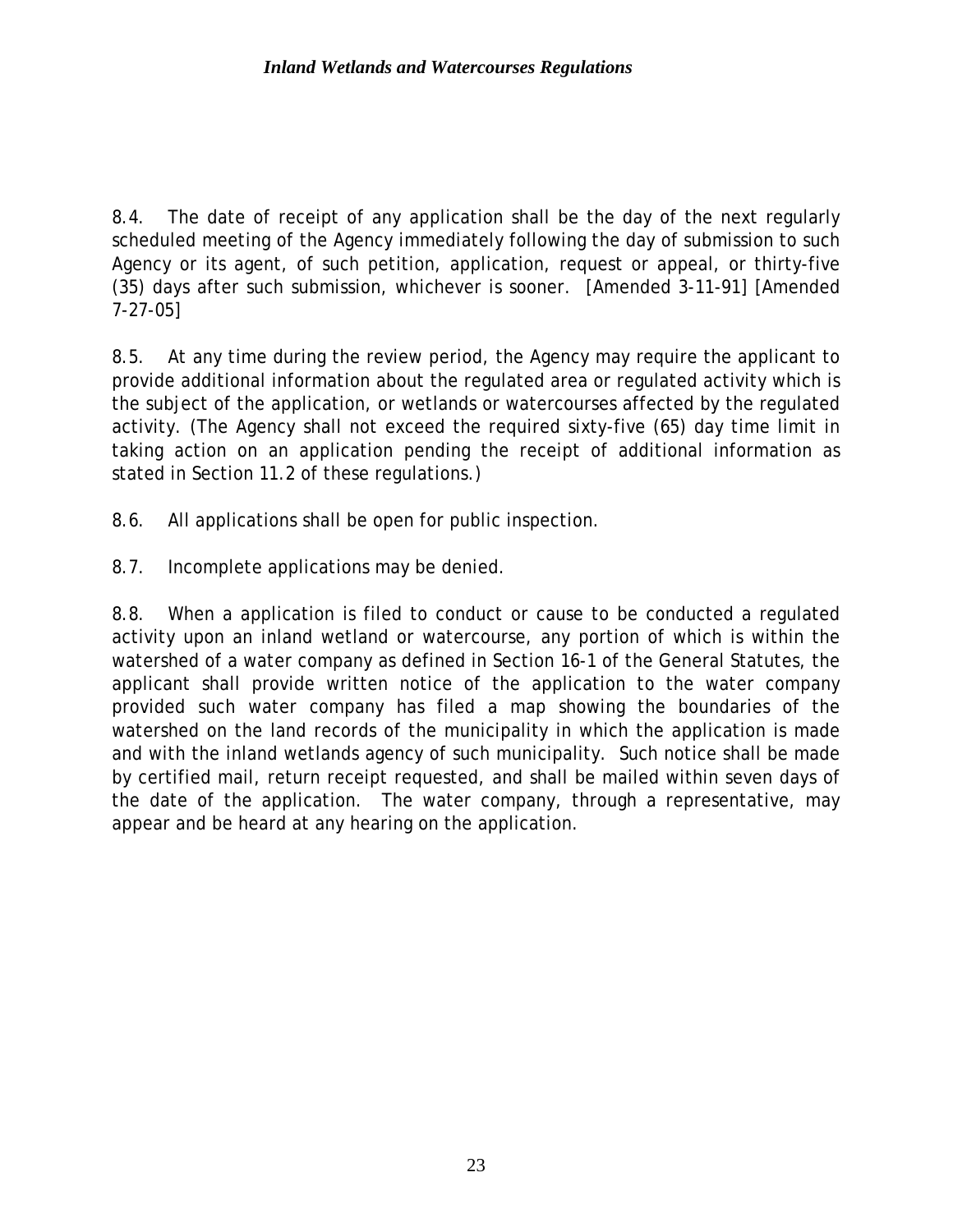8.4. The date of receipt of any application shall be the day of the next regularly scheduled meeting of the Agency immediately following the day of submission to such Agency or its agent, of such petition, application, request or appeal, or thirty-five (35) days after such submission, whichever is sooner. [Amended 3-11-91] [Amended 7-27-05]

8.5. At any time during the review period, the Agency may require the applicant to provide additional information about the regulated area or regulated activity which is the subject of the application, or wetlands or watercourses affected by the regulated activity. (The Agency shall not exceed the required sixty-five (65) day time limit in taking action on an application pending the receipt of additional information as stated in Section 11.2 of these regulations.)

8.6. All applications shall be open for public inspection.

8.7. Incomplete applications may be denied.

8.8. When a application is filed to conduct or cause to be conducted a regulated activity upon an inland wetland or watercourse, any portion of which is within the watershed of a water company as defined in Section 16-1 of the General Statutes, the applicant shall provide written notice of the application to the water company provided such water company has filed a map showing the boundaries of the watershed on the land records of the municipality in which the application is made and with the inland wetlands agency of such municipality. Such notice shall be made by certified mail, return receipt requested, and shall be mailed within seven days of the date of the application. The water company, through a representative, may appear and be heard at any hearing on the application.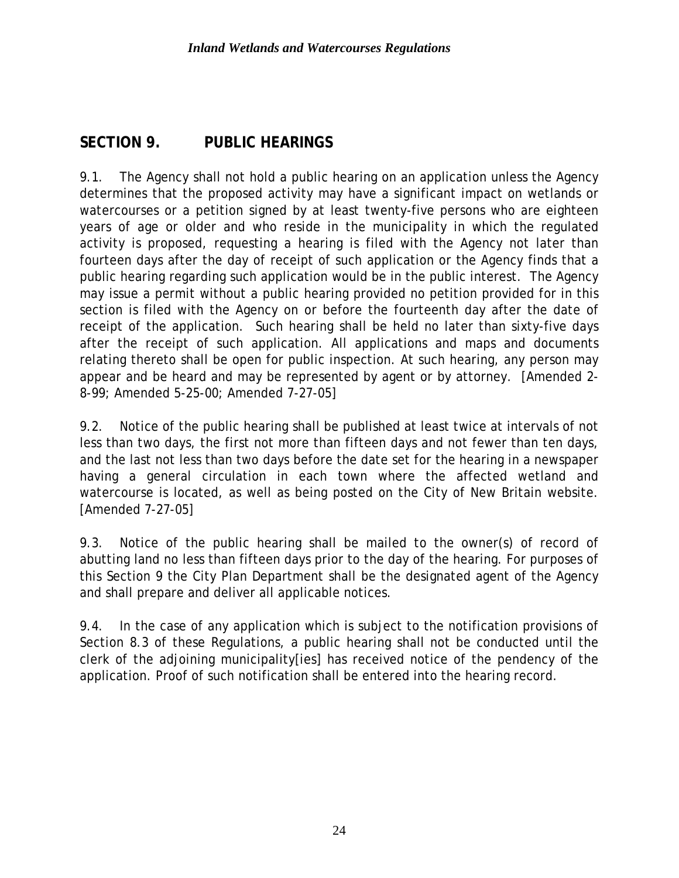## SECTION 9. PUBLIC HEARINGS

9.1. The Agency shall not hold a public hearing on an application unless the Agency determines that the proposed activity may have a significant impact on wetlands or watercourses or a petition signed by at least twenty-five persons who are eighteen years of age or older and who reside in the municipality in which the regulated activity is proposed, requesting a hearing is filed with the Agency not later than fourteen days after the day of receipt of such application or the Agency finds that a public hearing regarding such application would be in the public interest. The Agency may issue a permit without a public hearing provided no petition provided for in this section is filed with the Agency on or before the fourteenth day after the date of receipt of the application. Such hearing shall be held no later than sixty-five days after the receipt of such application. All applications and maps and documents relating thereto shall be open for public inspection. At such hearing, any person may appear and be heard and may be represented by agent or by attorney. [Amended 2-8-99; Amended 5-25-00; Amended 7-27-05]

9.2. Notice of the public hearing shall be published at least twice at intervals of not less than two days, the first not more than fifteen days and not fewer than ten days, and the last not less than two days before the date set for the hearing in a newspaper having a general circulation in each town where the affected wetland and watercourse is located, as well as being posted on the City of New Britain website. [Amended 7-27-05]

9.3. Notice of the public hearing shall be mailed to the owner(s) of record of abutting land no less than fifteen days prior to the day of the hearing. For purposes of this Section 9 the City Plan Department shall be the designated agent of the Agency and shall prepare and deliver all applicable notices.

9.4. In the case of any application which is subject to the notification provisions of Section 8.3 of these Regulations, a public hearing shall not be conducted until the clerk of the adjoining municipality[ies] has received notice of the pendency of the application. Proof of such notification shall be entered into the hearing record.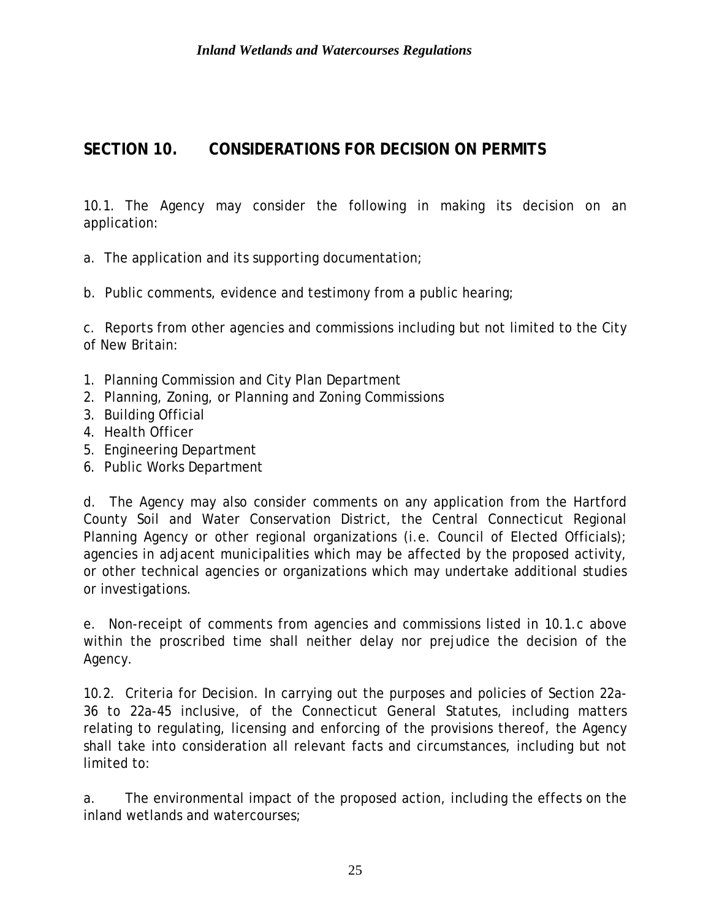## SECTION 10. CONSIDERATIONS FOR DECISION ON PERMITS

10.1. The Agency may consider the following in making its decision on an application:

a. The application and its supporting documentation;

b. Public comments, evidence and testimony from a public hearing;

c. Reports from other agencies and commissions including but not limited to the City of New Britain:

1. Planning Commission and City Plan Department
2. Planning, Zoning, or Planning and Zoning Commissions
3. Building Official
4. Health Officer
5. Engineering Department
6. Public Works Department

d. The Agency may also consider comments on any application from the Hartford County Soil and Water Conservation District, the Central Connecticut Regional Planning Agency or other regional organizations (i.e. Council of Elected Officials); agencies in adjacent municipalities which may be affected by the proposed activity, or other technical agencies or organizations which may undertake additional studies or investigations.

e. Non-receipt of comments from agencies and commissions listed in 10.1.c above within the proscribed time shall neither delay nor prejudice the decision of the Agency.

10.2. Criteria for Decision. In carrying out the purposes and policies of Section 22a-36 to 22a-45 inclusive, of the Connecticut General Statutes, including matters relating to regulating, licensing and enforcing of the provisions thereof, the Agency shall take into consideration all relevant facts and circumstances, including but not limited to:

a. The environmental impact of the proposed action, including the effects on the inland wetlands and watercourses;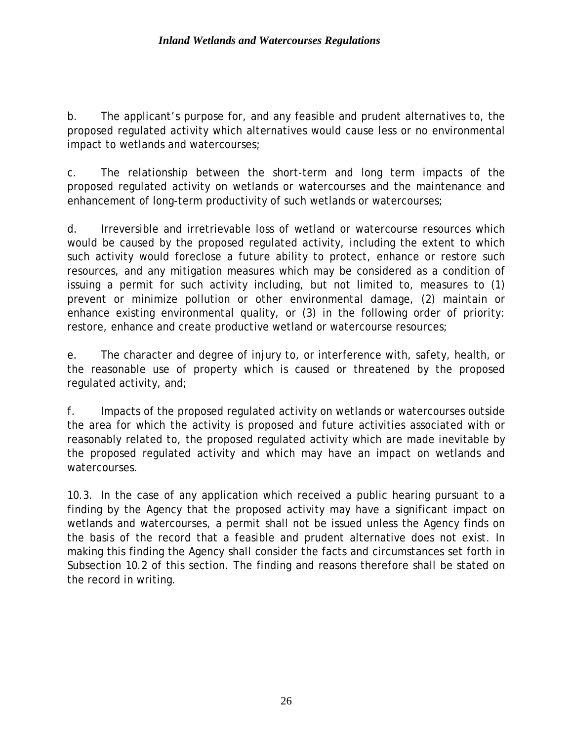b. The applicant's purpose for, and any feasible and prudent alternatives to, the proposed regulated activity which alternatives would cause less or no environmental impact to wetlands and watercourses;

c. The relationship between the short-term and long term impacts of the proposed regulated activity on wetlands or watercourses and the maintenance and enhancement of long-term productivity of such wetlands or watercourses;

d. Irreversible and irretrievable loss of wetland or watercourse resources which would be caused by the proposed regulated activity, including the extent to which such activity would foreclose a future ability to protect, enhance or restore such resources, and any mitigation measures which may be considered as a condition of issuing a permit for such activity including, but not limited to, measures to (1) prevent or minimize pollution or other environmental damage, (2) maintain or enhance existing environmental quality, or (3) in the following order of priority: restore, enhance and create productive wetland or watercourse resources;

e. The character and degree of injury to, or interference with, safety, health, or the reasonable use of property which is caused or threatened by the proposed regulated activity, and;

f. Impacts of the proposed regulated activity on wetlands or watercourses outside the area for which the activity is proposed and future activities associated with or reasonably related to, the proposed regulated activity which are made inevitable by the proposed regulated activity and which may have an impact on wetlands and watercourses.

10.3. In the case of any application which received a public hearing pursuant to a finding by the Agency that the proposed activity may have a significant impact on wetlands and watercourses, a permit shall not be issued unless the Agency finds on the basis of the record that a feasible and prudent alternative does not exist. In making this finding the Agency shall consider the facts and circumstances set forth in Subsection 10.2 of this section. The finding and reasons therefore shall be stated on the record in writing.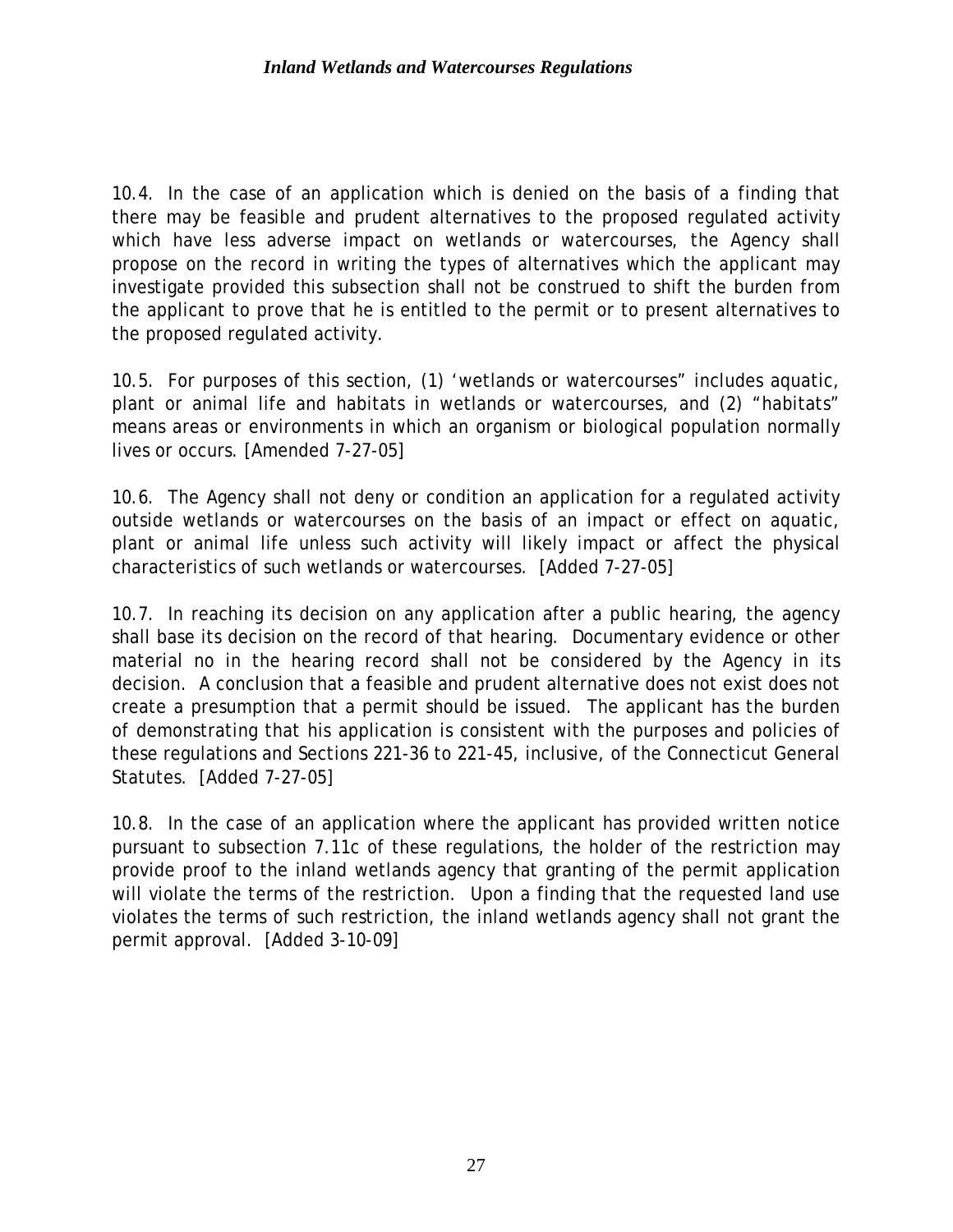10.4. In the case of an application which is denied on the basis of a finding that there may be feasible and prudent alternatives to the proposed regulated activity which have less adverse impact on wetlands or watercourses, the Agency shall propose on the record in writing the types of alternatives which the applicant may investigate provided this subsection shall not be construed to shift the burden from the applicant to prove that he is entitled to the permit or to present alternatives to the proposed regulated activity.

10.5. For purposes of this section, (1) 'wetlands or watercourses" includes aquatic, plant or animal life and habitats in wetlands or watercourses, and (2) "habitats" means areas or environments in which an organism or biological population normally lives or occurs. [Amended 7-27-05]

10.6. The Agency shall not deny or condition an application for a regulated activity outside wetlands or watercourses on the basis of an impact or effect on aquatic, plant or animal life unless such activity will likely impact or affect the physical characteristics of such wetlands or watercourses. [Added 7-27-05]

10.7. In reaching its decision on any application after a public hearing, the agency shall base its decision on the record of that hearing. Documentary evidence or other material no in the hearing record shall not be considered by the Agency in its decision. A conclusion that a feasible and prudent alternative does not exist does not create a presumption that a permit should be issued. The applicant has the burden of demonstrating that his application is consistent with the purposes and policies of these regulations and Sections 221-36 to 221-45, inclusive, of the Connecticut General Statutes. [Added 7-27-05]

10.8. In the case of an application where the applicant has provided written notice pursuant to subsection 7.11c of these regulations, the holder of the restriction may provide proof to the inland wetlands agency that granting of the permit application will violate the terms of the restriction. Upon a finding that the requested land use violates the terms of such restriction, the inland wetlands agency shall not grant the permit approval. [Added 3-10-09]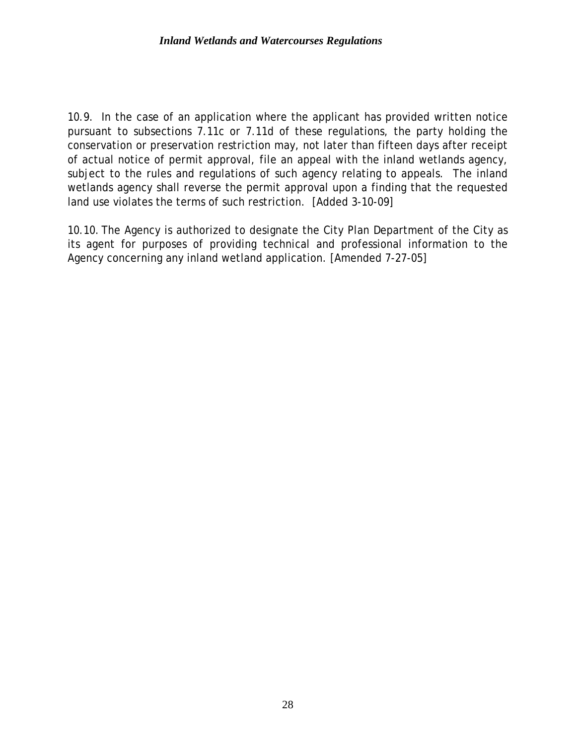10.9. In the case of an application where the applicant has provided written notice pursuant to subsections 7.11c or 7.11d of these regulations, the party holding the conservation or preservation restriction may, not later than fifteen days after receipt of actual notice of permit approval, file an appeal with the inland wetlands agency, subject to the rules and regulations of such agency relating to appeals. The inland wetlands agency shall reverse the permit approval upon a finding that the requested land use violates the terms of such restriction. [Added 3-10-09]

10.10. The Agency is authorized to designate the City Plan Department of the City as its agent for purposes of providing technical and professional information to the Agency concerning any inland wetland application. [Amended 7-27-05]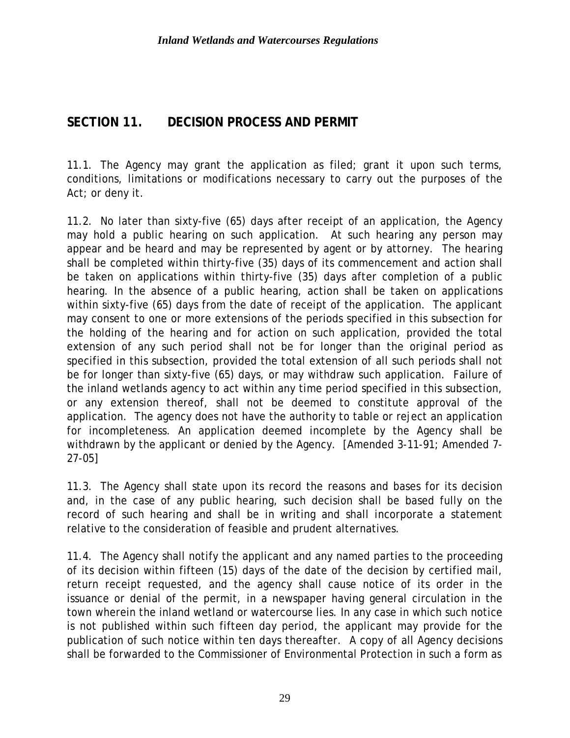## SECTION 11. DECISION PROCESS AND PERMIT

11.1. The Agency may grant the application as filed; grant it upon such terms, conditions, limitations or modifications necessary to carry out the purposes of the Act; or deny it.

11.2. No later than sixty-five (65) days after receipt of an application, the Agency may hold a public hearing on such application. At such hearing any person may appear and be heard and may be represented by agent or by attorney. The hearing shall be completed within thirty-five (35) days of its commencement and action shall be taken on applications within thirty-five (35) days after completion of a public hearing. In the absence of a public hearing, action shall be taken on applications within sixty-five (65) days from the date of receipt of the application. The applicant may consent to one or more extensions of the periods specified in this subsection for the holding of the hearing and for action on such application, provided the total extension of any such period shall not be for longer than the original period as specified in this subsection, provided the total extension of all such periods shall not be for longer than sixty-five (65) days, or may withdraw such application. Failure of the inland wetlands agency to act within any time period specified in this subsection, or any extension thereof, shall not be deemed to constitute approval of the application. The agency does not have the authority to table or reject an application for incompleteness. An application deemed incomplete by the Agency shall be withdrawn by the applicant or denied by the Agency. [Amended 3-11-91; Amended 7-27-05]

11.3. The Agency shall state upon its record the reasons and bases for its decision and, in the case of any public hearing, such decision shall be based fully on the record of such hearing and shall be in writing and shall incorporate a statement relative to the consideration of feasible and prudent alternatives.

11.4. The Agency shall notify the applicant and any named parties to the proceeding of its decision within fifteen (15) days of the date of the decision by certified mail, return receipt requested, and the agency shall cause notice of its order in the issuance or denial of the permit, in a newspaper having general circulation in the town wherein the inland wetland or watercourse lies. In any case in which such notice is not published within such fifteen day period, the applicant may provide for the publication of such notice within ten days thereafter. A copy of all Agency decisions shall be forwarded to the Commissioner of Environmental Protection in such a form as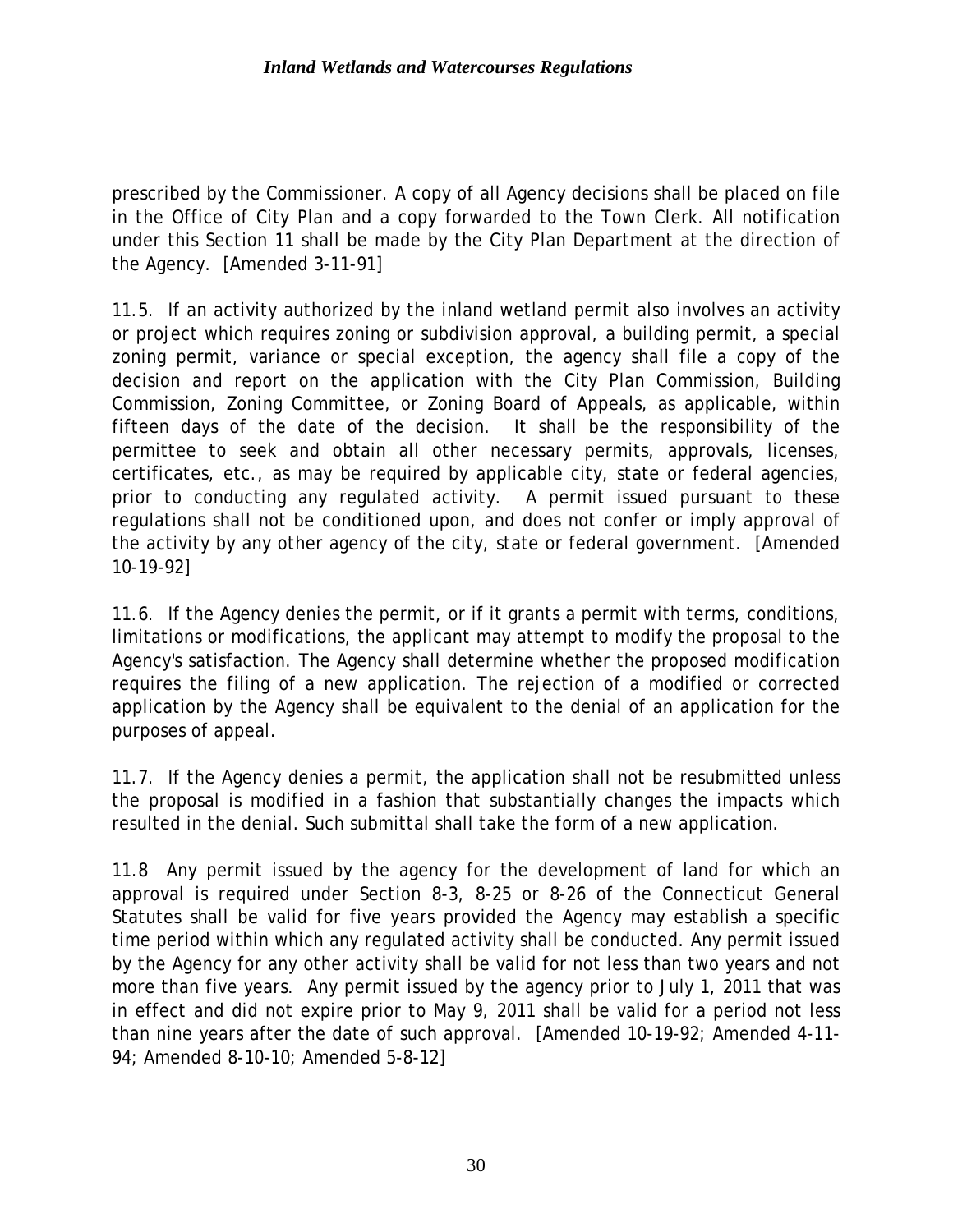prescribed by the Commissioner. A copy of all Agency decisions shall be placed on file in the Office of City Plan and a copy forwarded to the Town Clerk. All notification under this Section 11 shall be made by the City Plan Department at the direction of the Agency. [Amended 3-11-91]

11.5. If an activity authorized by the inland wetland permit also involves an activity or project which requires zoning or subdivision approval, a building permit, a special zoning permit, variance or special exception, the agency shall file a copy of the decision and report on the application with the City Plan Commission, Building Commission, Zoning Committee, or Zoning Board of Appeals, as applicable, within fifteen days of the date of the decision. It shall be the responsibility of the permittee to seek and obtain all other necessary permits, approvals, licenses, certificates, etc., as may be required by applicable city, state or federal agencies, prior to conducting any regulated activity. A permit issued pursuant to these regulations shall not be conditioned upon, and does not confer or imply approval of the activity by any other agency of the city, state or federal government. [Amended 10-19-92]

11.6. If the Agency denies the permit, or if it grants a permit with terms, conditions, limitations or modifications, the applicant may attempt to modify the proposal to the Agency's satisfaction. The Agency shall determine whether the proposed modification requires the filing of a new application. The rejection of a modified or corrected application by the Agency shall be equivalent to the denial of an application for the purposes of appeal.

11.7. If the Agency denies a permit, the application shall not be resubmitted unless the proposal is modified in a fashion that substantially changes the impacts which resulted in the denial. Such submittal shall take the form of a new application.

11.8 Any permit issued by the agency for the development of land for which an approval is required under Section 8-3, 8-25 or 8-26 of the Connecticut General Statutes shall be valid for five years provided the Agency may establish a specific time period within which any regulated activity shall be conducted. Any permit issued by the Agency for any other activity shall be valid for not less than two years and not more than five years. Any permit issued by the agency prior to July 1, 2011 that was in effect and did not expire prior to May 9, 2011 shall be valid for a period not less than nine years after the date of such approval. [Amended 10-19-92; Amended 4-11-94; Amended 8-10-10; Amended 5-8-12]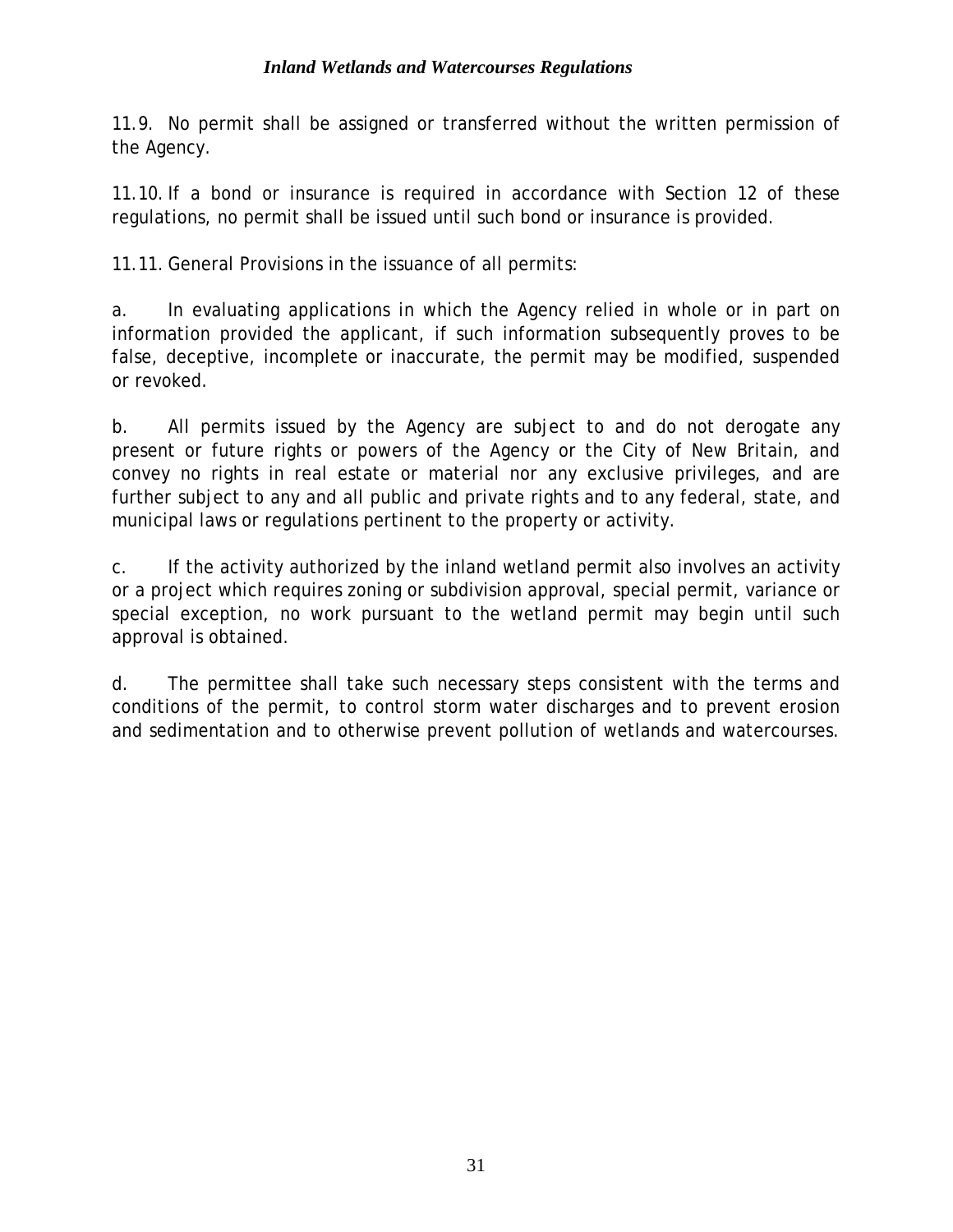11.9. No permit shall be assigned or transferred without the written permission of the Agency.

11.10. If a bond or insurance is required in accordance with Section 12 of these regulations, no permit shall be issued until such bond or insurance is provided.

11.11. General Provisions in the issuance of all permits:

a. In evaluating applications in which the Agency relied in whole or in part on information provided the applicant, if such information subsequently proves to be false, deceptive, incomplete or inaccurate, the permit may be modified, suspended or revoked.

b. All permits issued by the Agency are subject to and do not derogate any present or future rights or powers of the Agency or the City of New Britain, and convey no rights in real estate or material nor any exclusive privileges, and are further subject to any and all public and private rights and to any federal, state, and municipal laws or regulations pertinent to the property or activity.

c. If the activity authorized by the inland wetland permit also involves an activity or a project which requires zoning or subdivision approval, special permit, variance or special exception, no work pursuant to the wetland permit may begin until such approval is obtained.

d. The permittee shall take such necessary steps consistent with the terms and conditions of the permit, to control storm water discharges and to prevent erosion and sedimentation and to otherwise prevent pollution of wetlands and watercourses.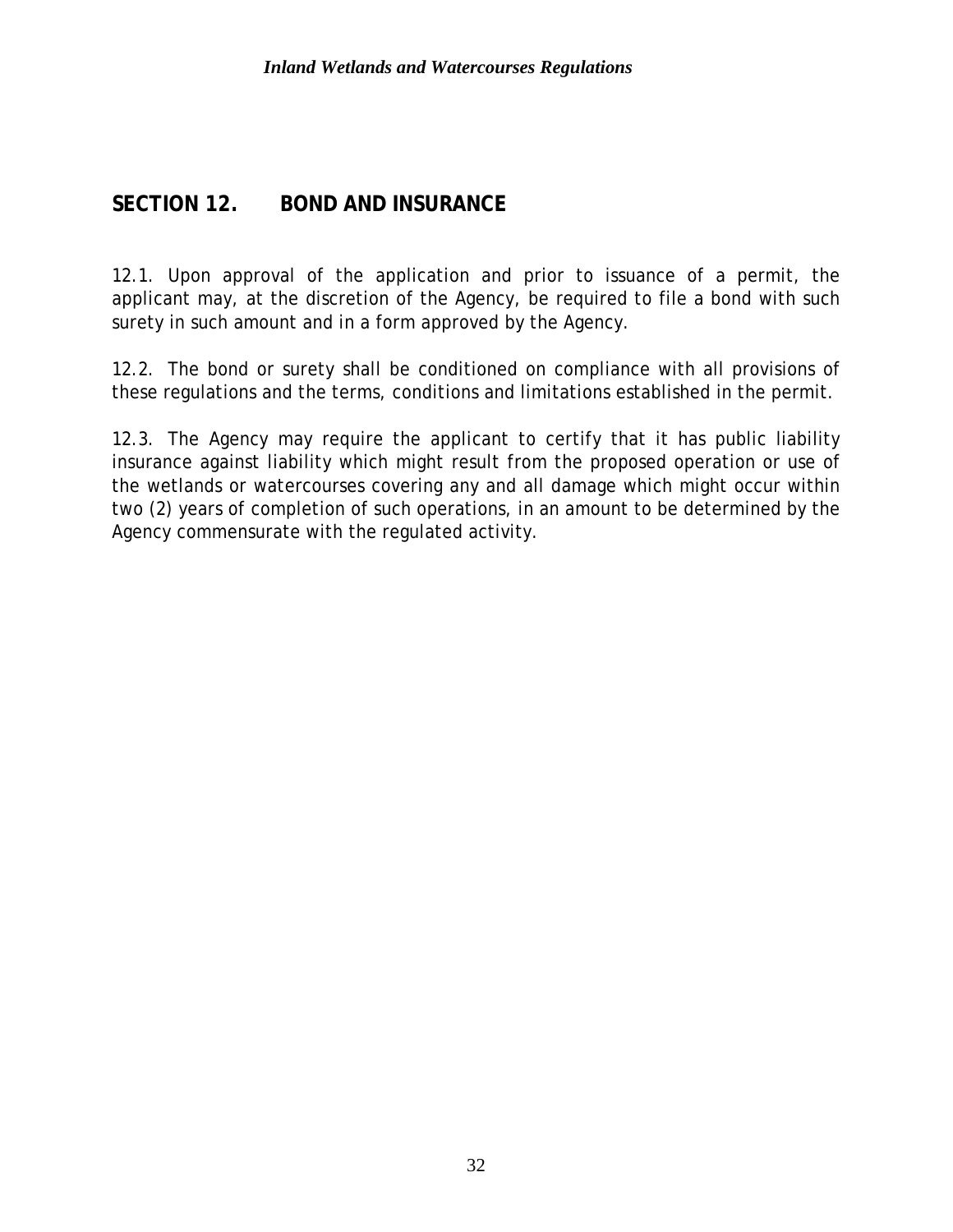## SECTION 12. BOND AND INSURANCE

12.1. Upon approval of the application and prior to issuance of a permit, the applicant may, at the discretion of the Agency, be required to file a bond with such surety in such amount and in a form approved by the Agency.

12.2. The bond or surety shall be conditioned on compliance with all provisions of these regulations and the terms, conditions and limitations established in the permit.

12.3. The Agency may require the applicant to certify that it has public liability insurance against liability which might result from the proposed operation or use of the wetlands or watercourses covering any and all damage which might occur within two (2) years of completion of such operations, in an amount to be determined by the Agency commensurate with the regulated activity.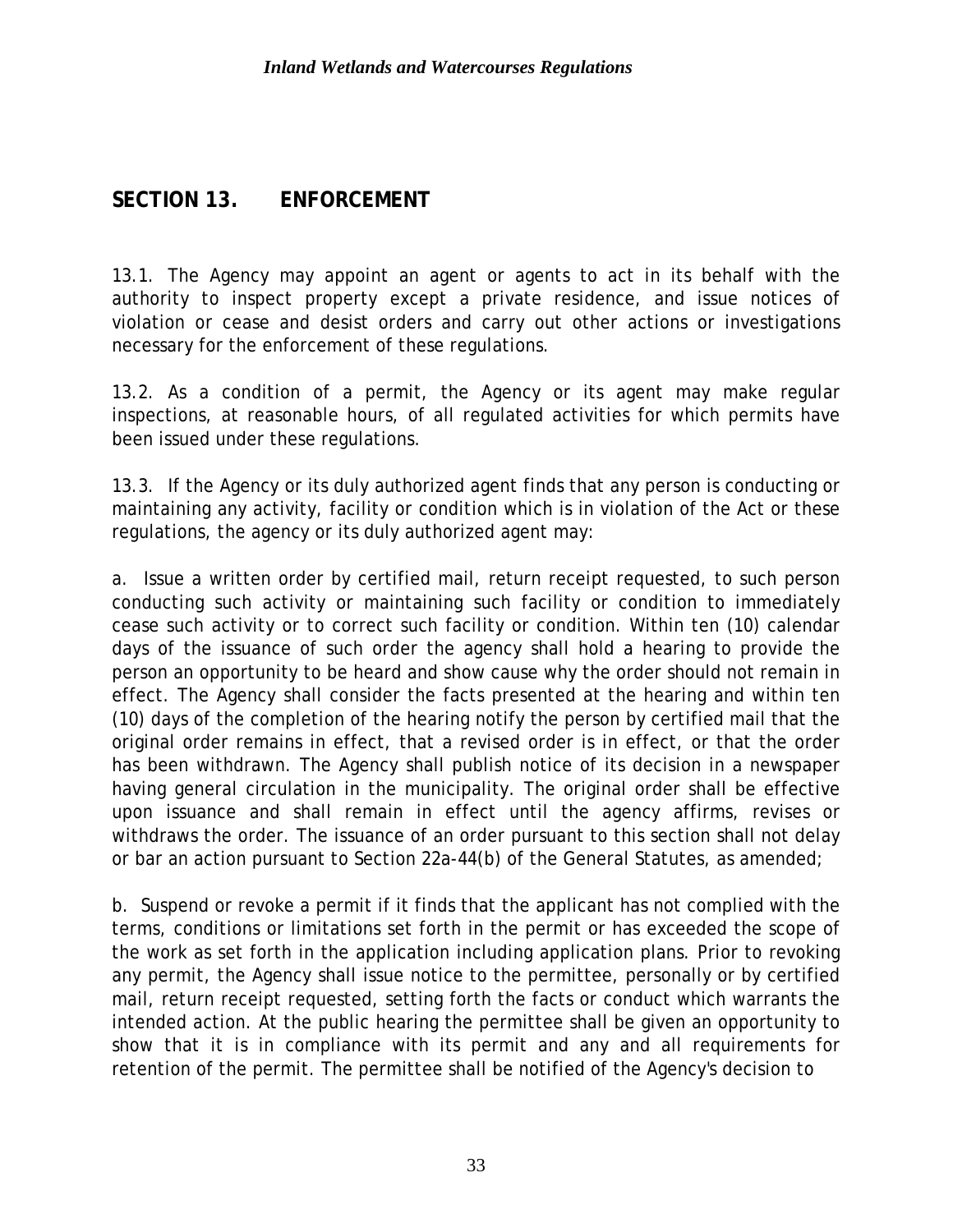## SECTION 13. ENFORCEMENT

13.1. The Agency may appoint an agent or agents to act in its behalf with the authority to inspect property except a private residence, and issue notices of violation or cease and desist orders and carry out other actions or investigations necessary for the enforcement of these regulations.

13.2. As a condition of a permit, the Agency or its agent may make regular inspections, at reasonable hours, of all regulated activities for which permits have been issued under these regulations.

13.3. If the Agency or its duly authorized agent finds that any person is conducting or maintaining any activity, facility or condition which is in violation of the Act or these regulations, the agency or its duly authorized agent may:

a. Issue a written order by certified mail, return receipt requested, to such person conducting such activity or maintaining such facility or condition to immediately cease such activity or to correct such facility or condition. Within ten (10) calendar days of the issuance of such order the agency shall hold a hearing to provide the person an opportunity to be heard and show cause why the order should not remain in effect. The Agency shall consider the facts presented at the hearing and within ten (10) days of the completion of the hearing notify the person by certified mail that the original order remains in effect, that a revised order is in effect, or that the order has been withdrawn. The Agency shall publish notice of its decision in a newspaper having general circulation in the municipality. The original order shall be effective upon issuance and shall remain in effect until the agency affirms, revises or withdraws the order. The issuance of an order pursuant to this section shall not delay or bar an action pursuant to Section 22a-44(b) of the General Statutes, as amended;

b. Suspend or revoke a permit if it finds that the applicant has not complied with the terms, conditions or limitations set forth in the permit or has exceeded the scope of the work as set forth in the application including application plans. Prior to revoking any permit, the Agency shall issue notice to the permittee, personally or by certified mail, return receipt requested, setting forth the facts or conduct which warrants the intended action. At the public hearing the permittee shall be given an opportunity to show that it is in compliance with its permit and any and all requirements for retention of the permit. The permittee shall be notified of the Agency's decision to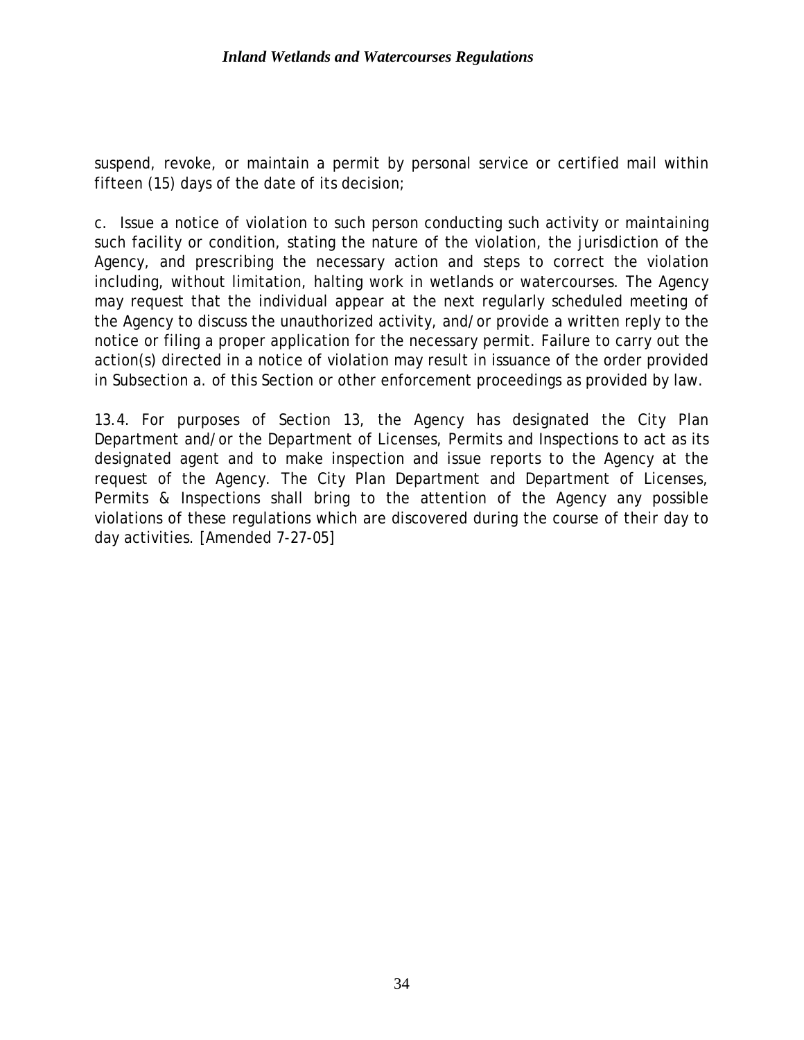suspend, revoke, or maintain a permit by personal service or certified mail within fifteen (15) days of the date of its decision;

c. Issue a notice of violation to such person conducting such activity or maintaining such facility or condition, stating the nature of the violation, the jurisdiction of the Agency, and prescribing the necessary action and steps to correct the violation including, without limitation, halting work in wetlands or watercourses. The Agency may request that the individual appear at the next regularly scheduled meeting of the Agency to discuss the unauthorized activity, and/or provide a written reply to the notice or filing a proper application for the necessary permit. Failure to carry out the action(s) directed in a notice of violation may result in issuance of the order provided in Subsection a. of this Section or other enforcement proceedings as provided by law.

13.4. For purposes of Section 13, the Agency has designated the City Plan Department and/or the Department of Licenses, Permits and Inspections to act as its designated agent and to make inspection and issue reports to the Agency at the request of the Agency. The City Plan Department and Department of Licenses, Permits & Inspections shall bring to the attention of the Agency any possible violations of these regulations which are discovered during the course of their day to day activities. [Amended 7-27-05]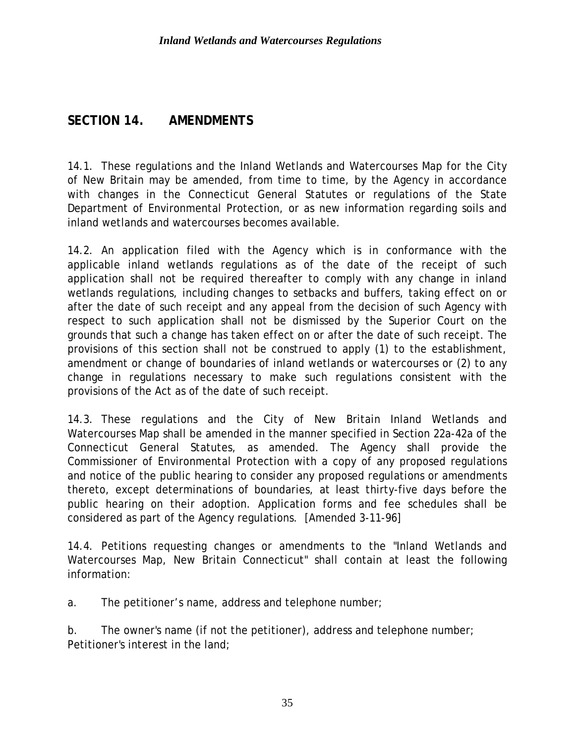## SECTION 14. AMENDMENTS

14.1. These regulations and the Inland Wetlands and Watercourses Map for the City of New Britain may be amended, from time to time, by the Agency in accordance with changes in the Connecticut General Statutes or regulations of the State Department of Environmental Protection, or as new information regarding soils and inland wetlands and watercourses becomes available.

14.2. An application filed with the Agency which is in conformance with the applicable inland wetlands regulations as of the date of the receipt of such application shall not be required thereafter to comply with any change in inland wetlands regulations, including changes to setbacks and buffers, taking effect on or after the date of such receipt and any appeal from the decision of such Agency with respect to such application shall not be dismissed by the Superior Court on the grounds that such a change has taken effect on or after the date of such receipt. The provisions of this section shall not be construed to apply (1) to the establishment, amendment or change of boundaries of inland wetlands or watercourses or (2) to any change in regulations necessary to make such regulations consistent with the provisions of the Act as of the date of such receipt.

14.3. These regulations and the City of New Britain Inland Wetlands and Watercourses Map shall be amended in the manner specified in Section 22a-42a of the Connecticut General Statutes, as amended. The Agency shall provide the Commissioner of Environmental Protection with a copy of any proposed regulations and notice of the public hearing to consider any proposed regulations or amendments thereto, except determinations of boundaries, at least thirty-five days before the public hearing on their adoption. Application forms and fee schedules shall be considered as part of the Agency regulations. [Amended 3-11-96]

14.4. Petitions requesting changes or amendments to the "Inland Wetlands and Watercourses Map, New Britain Connecticut" shall contain at least the following information:

a. The petitioner's name, address and telephone number;

b. The owner's name (if not the petitioner), address and telephone number; Petitioner's interest in the land;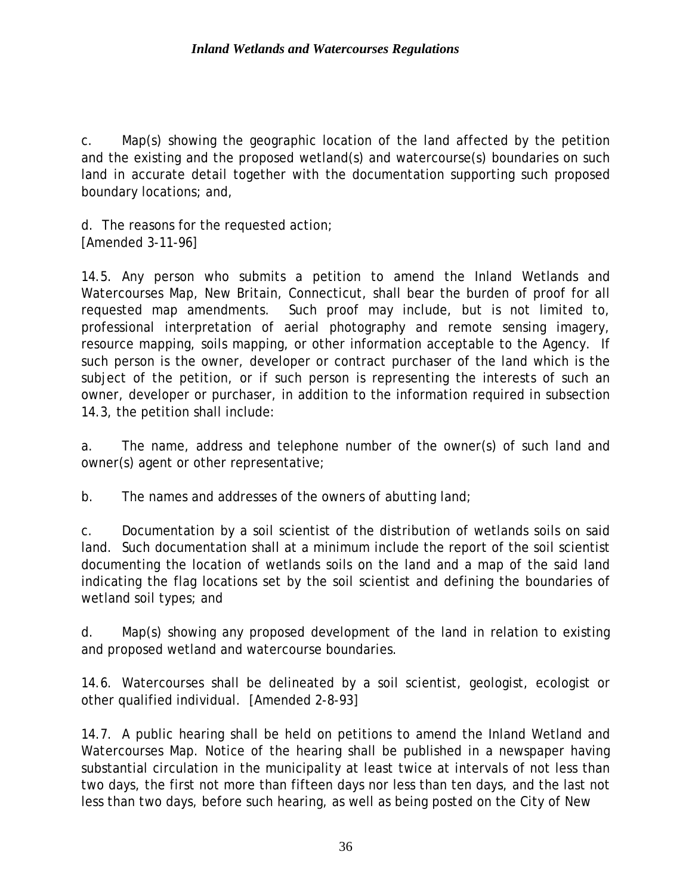c. Map(s) showing the geographic location of the land affected by the petition and the existing and the proposed wetland(s) and watercourse(s) boundaries on such land in accurate detail together with the documentation supporting such proposed boundary locations; and,

d. The reasons for the requested action;
[Amended 3-11-96]

14.5. Any person who submits a petition to amend the Inland Wetlands and Watercourses Map, New Britain, Connecticut, shall bear the burden of proof for all requested map amendments. Such proof may include, but is not limited to, professional interpretation of aerial photography and remote sensing imagery, resource mapping, soils mapping, or other information acceptable to the Agency. If such person is the owner, developer or contract purchaser of the land which is the subject of the petition, or if such person is representing the interests of such an owner, developer or purchaser, in addition to the information required in subsection 14.3, the petition shall include:

a. The name, address and telephone number of the owner(s) of such land and owner(s) agent or other representative;

b. The names and addresses of the owners of abutting land;

c. Documentation by a soil scientist of the distribution of wetlands soils on said land. Such documentation shall at a minimum include the report of the soil scientist documenting the location of wetlands soils on the land and a map of the said land indicating the flag locations set by the soil scientist and defining the boundaries of wetland soil types; and

d. Map(s) showing any proposed development of the land in relation to existing and proposed wetland and watercourse boundaries.

14.6. Watercourses shall be delineated by a soil scientist, geologist, ecologist or other qualified individual. [Amended 2-8-93]

14.7. A public hearing shall be held on petitions to amend the Inland Wetland and Watercourses Map. Notice of the hearing shall be published in a newspaper having substantial circulation in the municipality at least twice at intervals of not less than two days, the first not more than fifteen days nor less than ten days, and the last not less than two days, before such hearing, as well as being posted on the City of New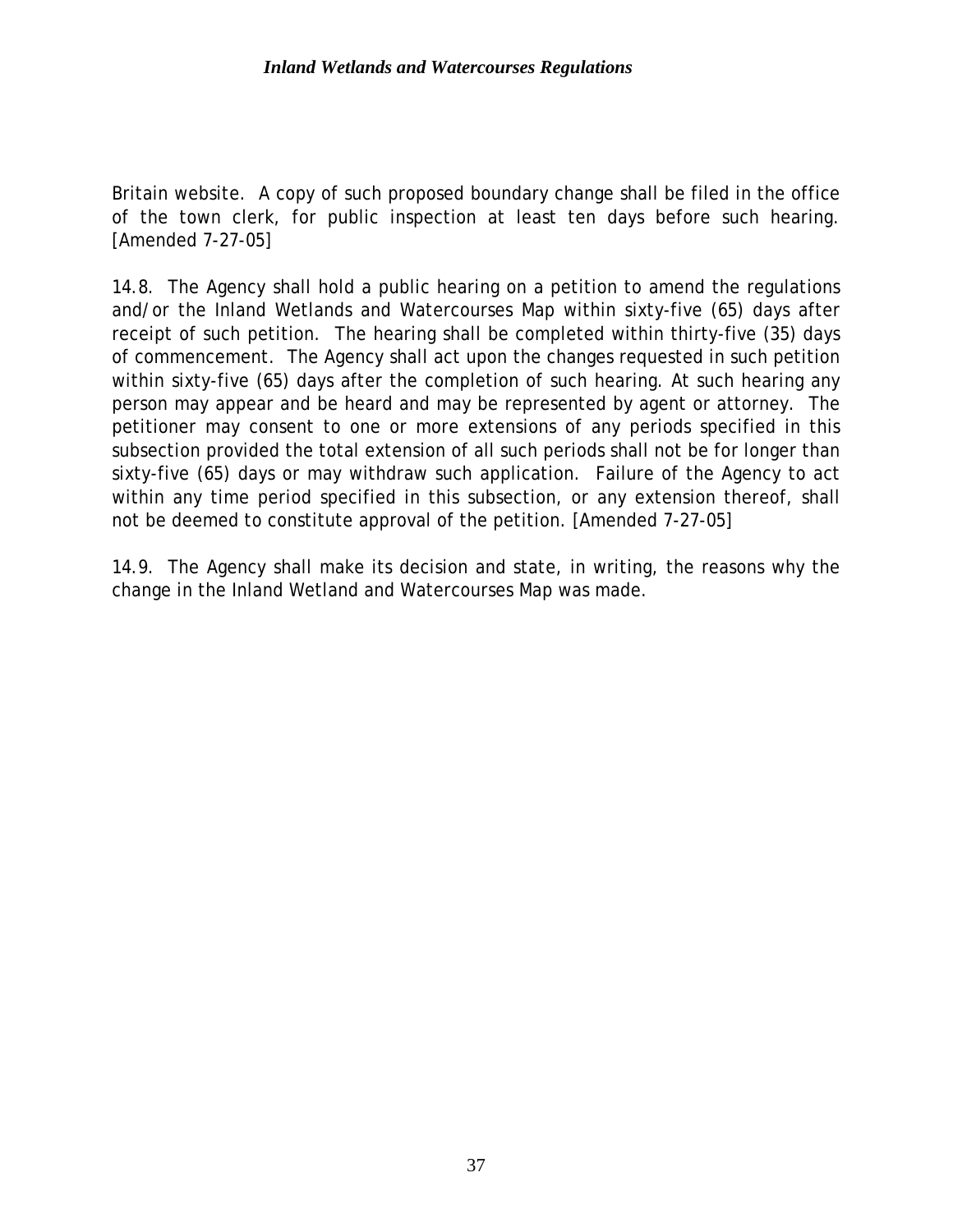Britain website. A copy of such proposed boundary change shall be filed in the office of the town clerk, for public inspection at least ten days before such hearing. [Amended 7-27-05]

14.8. The Agency shall hold a public hearing on a petition to amend the regulations and/or the Inland Wetlands and Watercourses Map within sixty-five (65) days after receipt of such petition. The hearing shall be completed within thirty-five (35) days of commencement. The Agency shall act upon the changes requested in such petition within sixty-five (65) days after the completion of such hearing. At such hearing any person may appear and be heard and may be represented by agent or attorney. The petitioner may consent to one or more extensions of any periods specified in this subsection provided the total extension of all such periods shall not be for longer than sixty-five (65) days or may withdraw such application. Failure of the Agency to act within any time period specified in this subsection, or any extension thereof, shall not be deemed to constitute approval of the petition. [Amended 7-27-05]

14.9. The Agency shall make its decision and state, in writing, the reasons why the change in the Inland Wetland and Watercourses Map was made.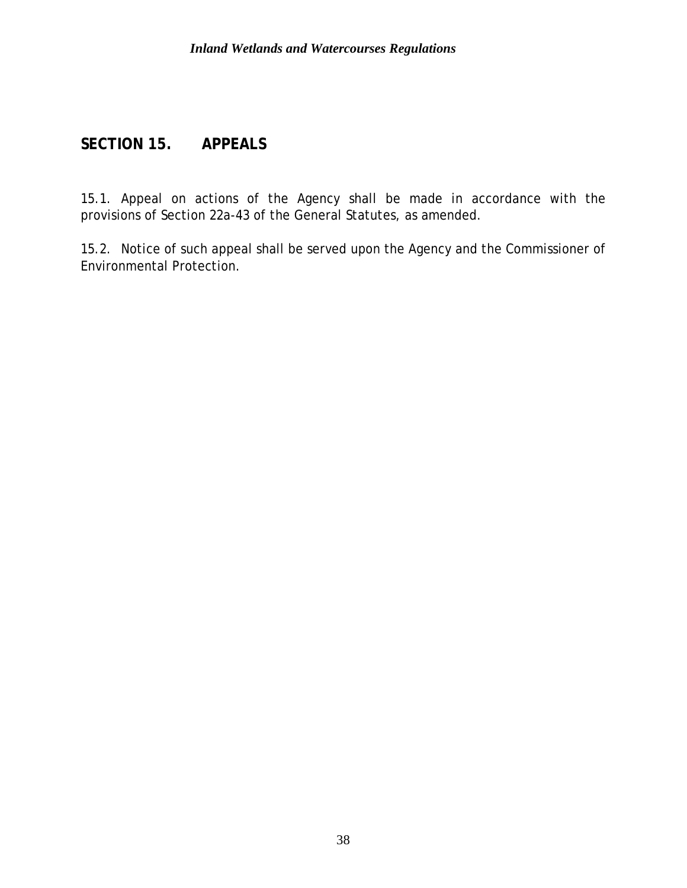## SECTION 15. APPEALS

15.1. Appeal on actions of the Agency shall be made in accordance with the provisions of Section 22a-43 of the General Statutes, as amended.

15.2. Notice of such appeal shall be served upon the Agency and the Commissioner of Environmental Protection.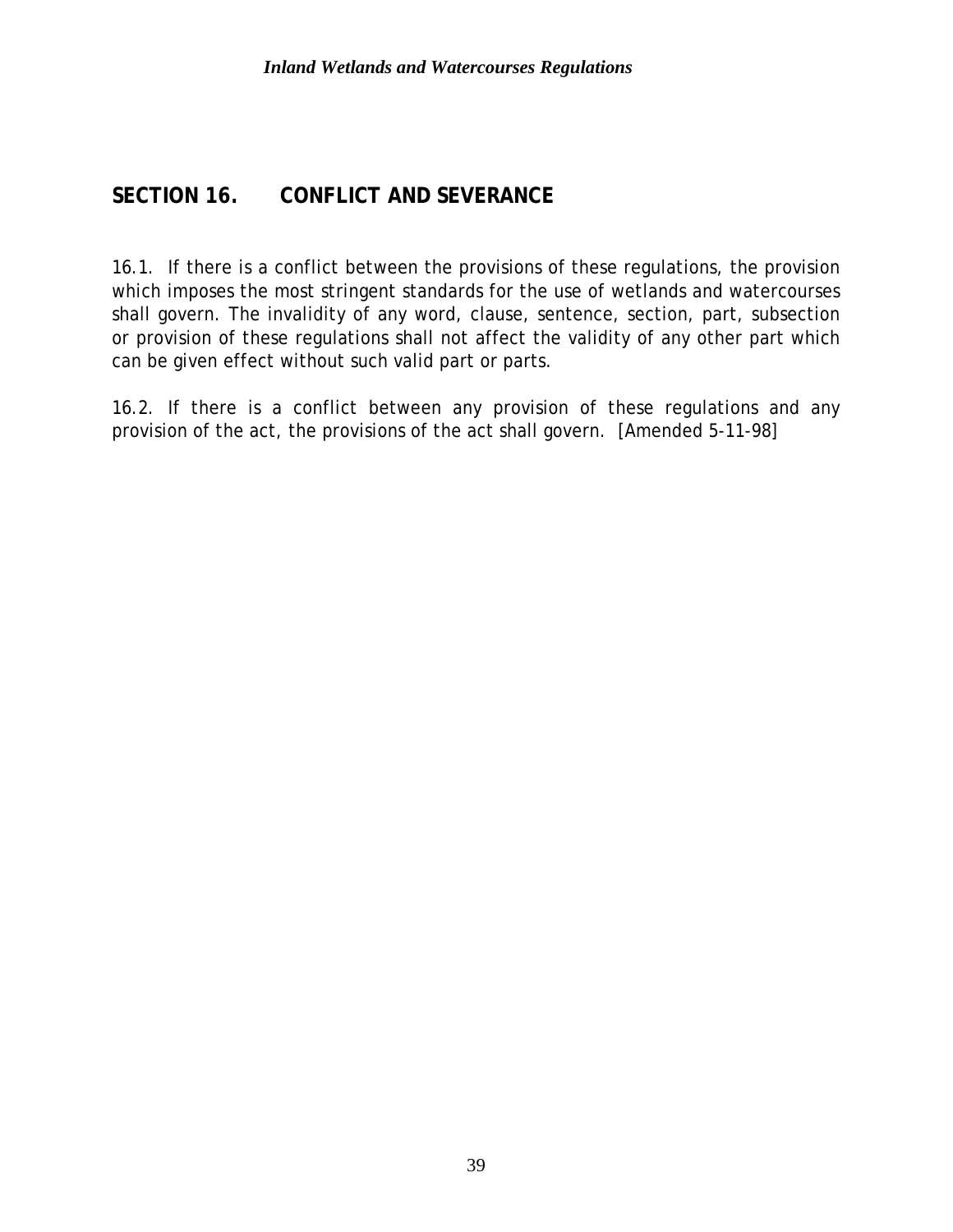## SECTION 16. CONFLICT AND SEVERANCE

16.1. If there is a conflict between the provisions of these regulations, the provision which imposes the most stringent standards for the use of wetlands and watercourses shall govern. The invalidity of any word, clause, sentence, section, part, subsection or provision of these regulations shall not affect the validity of any other part which can be given effect without such valid part or parts.

16.2. If there is a conflict between any provision of these regulations and any provision of the act, the provisions of the act shall govern. [Amended 5-11-98]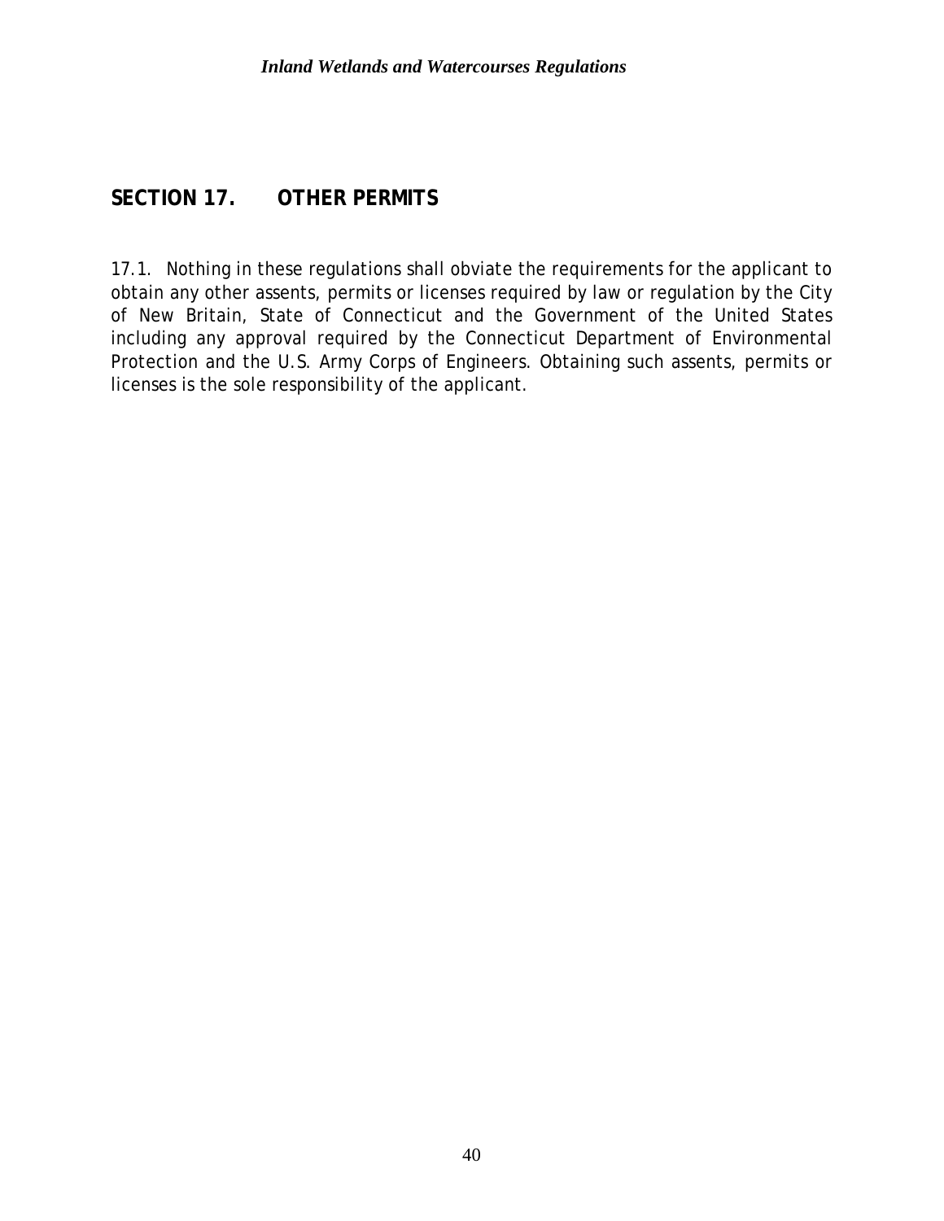## SECTION 17. OTHER PERMITS

17.1. Nothing in these regulations shall obviate the requirements for the applicant to obtain any other assents, permits or licenses required by law or regulation by the City of New Britain, State of Connecticut and the Government of the United States including any approval required by the Connecticut Department of Environmental Protection and the U.S. Army Corps of Engineers. Obtaining such assents, permits or licenses is the sole responsibility of the applicant.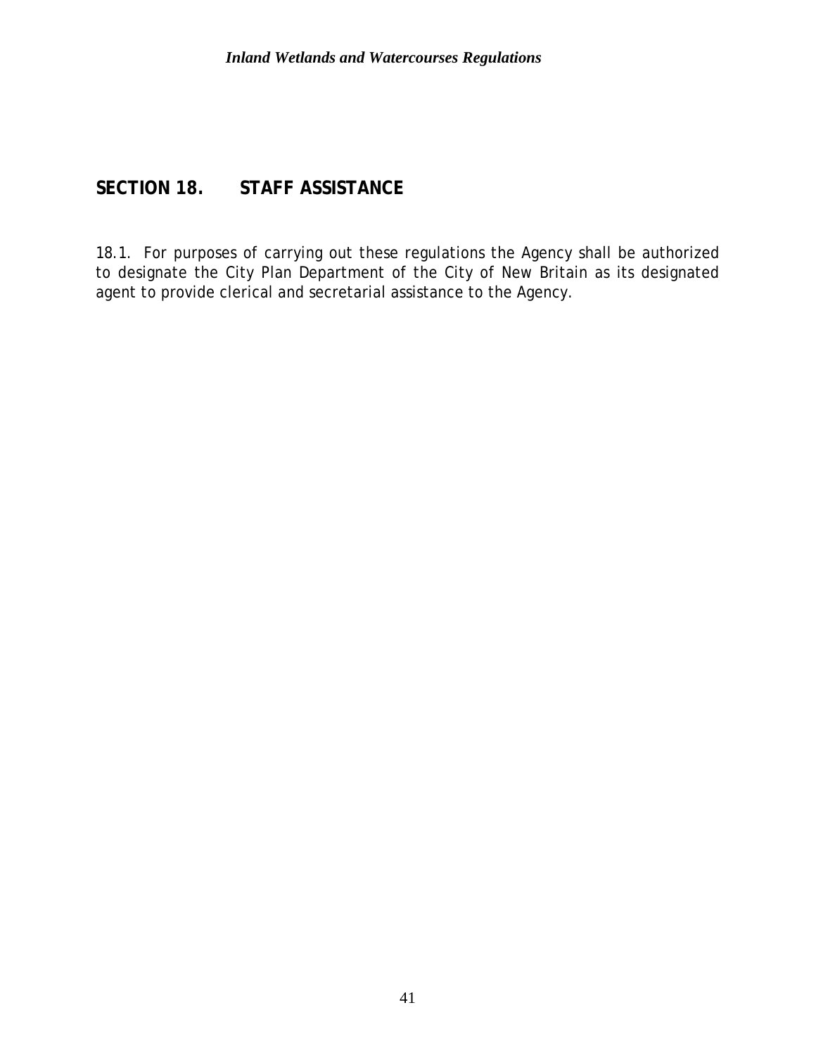## SECTION 18. STAFF ASSISTANCE

18.1. For purposes of carrying out these regulations the Agency shall be authorized to designate the City Plan Department of the City of New Britain as its designated agent to provide clerical and secretarial assistance to the Agency.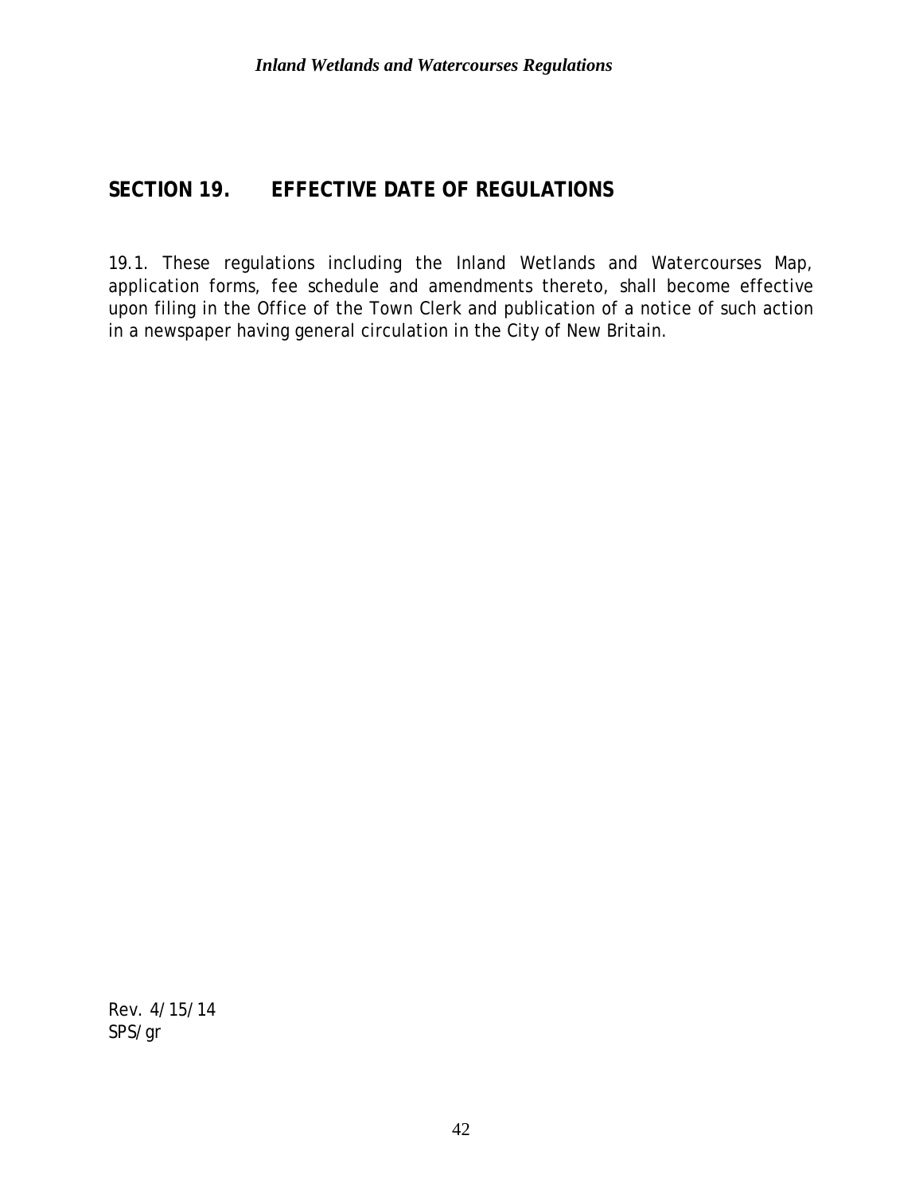## SECTION 19. EFFECTIVE DATE OF REGULATIONS

19.1. These regulations including the Inland Wetlands and Watercourses Map, application forms, fee schedule and amendments thereto, shall become effective upon filing in the Office of the Town Clerk and publication of a notice of such action in a newspaper having general circulation in the City of New Britain.

Rev. 4/15/14
SPS/gr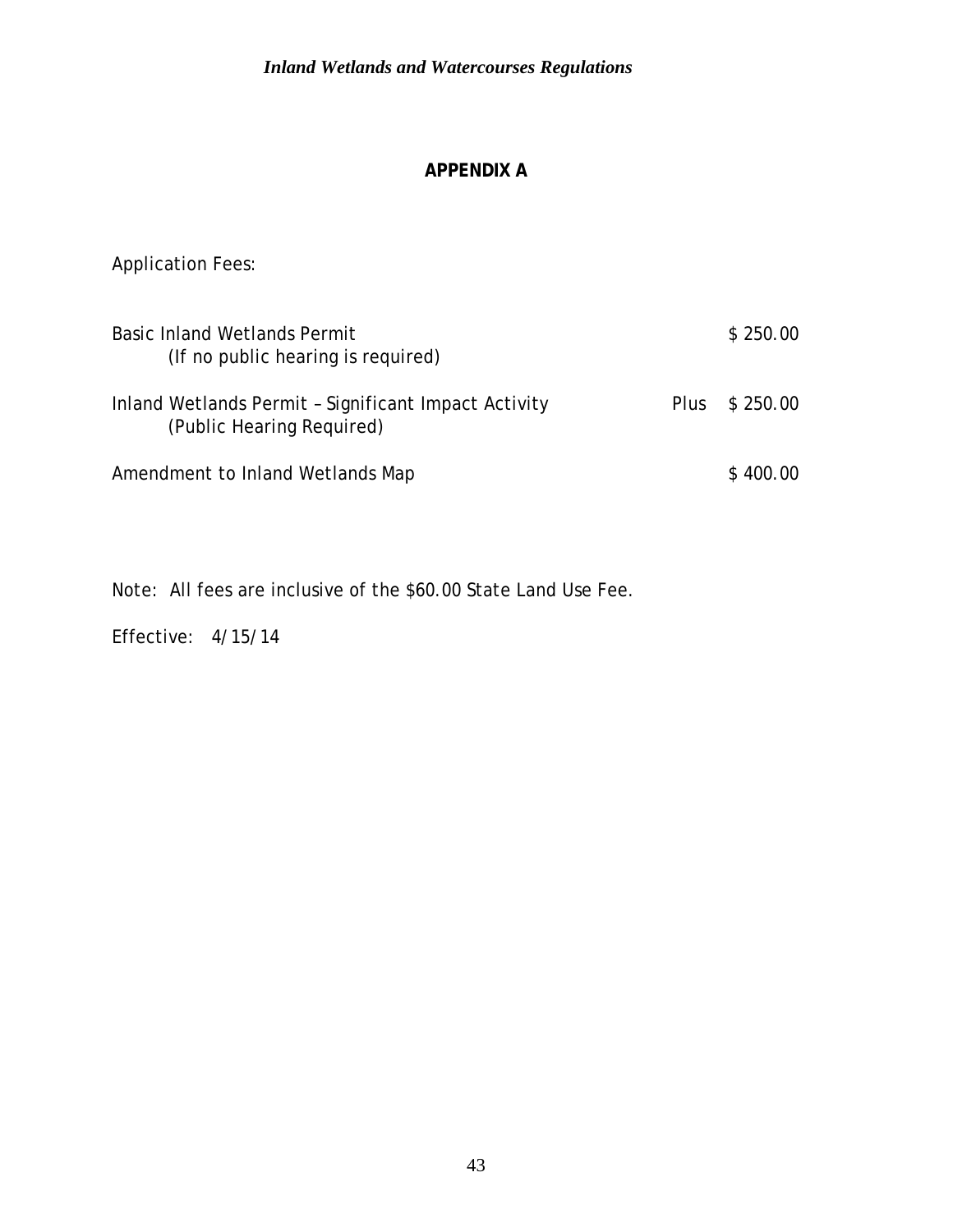# APPENDIX A

Application Fees:

| | | |
|---|---|---|
| Basic Inland Wetlands Permit<br>(If no public hearing is required) | | \$ 250.00 |
| Inland Wetlands Permit – Significant Impact Activity<br>(Public Hearing Required) | Plus | \$ 250.00 |
| Amendment to Inland Wetlands Map | | \$ 400.00 |

Note: All fees are inclusive of the \$60.00 State Land Use Fee.

Effective: 4/15/14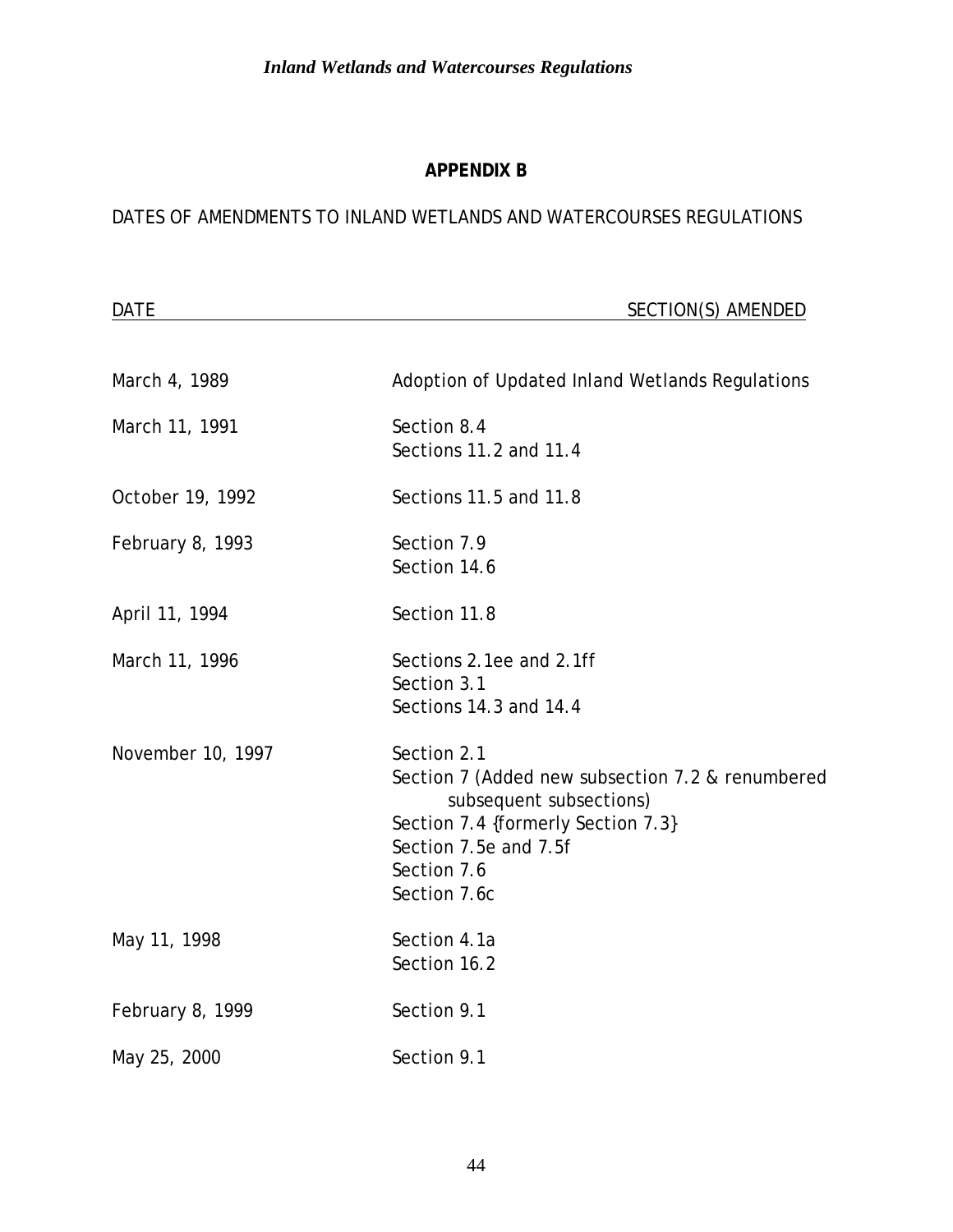## APPENDIX B

DATES OF AMENDMENTS TO INLAND WETLANDS AND WATERCOURSES REGULATIONS

| DATE | SECTION(S) AMENDED |
|---|---|
| March 4, 1989 | Adoption of Updated Inland Wetlands Regulations |
| March 11, 1991 | Section 8.4<br>Sections 11.2 and 11.4 |
| October 19, 1992 | Sections 11.5 and 11.8 |
| February 8, 1993 | Section 7.9<br>Section 14.6 |
| April 11, 1994 | Section 11.8 |
| March 11, 1996 | Sections 2.1ee and 2.1ff<br>Section 3.1<br>Sections 14.3 and 14.4 |
| November 10, 1997 | Section 2.1<br>Section 7 (Added new subsection 7.2 & renumbered subsequent subsections)<br>Section 7.4 {formerly Section 7.3}<br>Section 7.5e and 7.5f<br>Section 7.6<br>Section 7.6c |
| May 11, 1998 | Section 4.1a<br>Section 16.2 |
| February 8, 1999 | Section 9.1 |
| May 25, 2000 | Section 9.1 |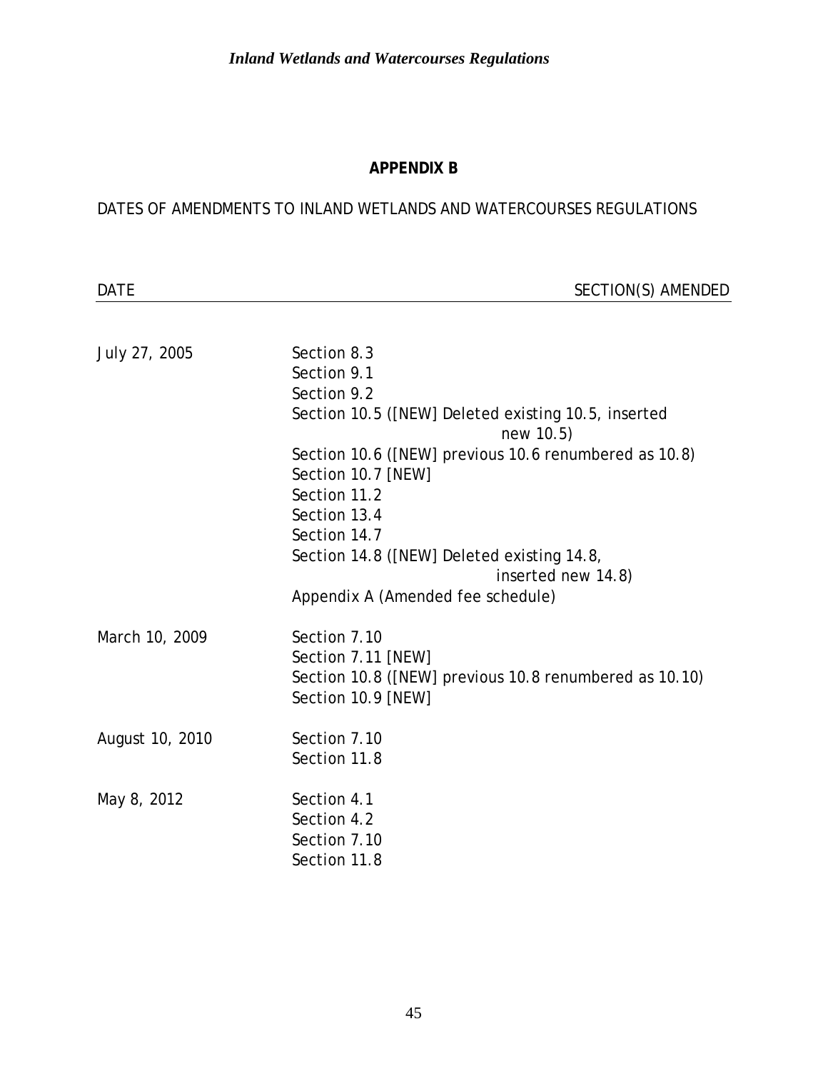## APPENDIX B

DATES OF AMENDMENTS TO INLAND WETLANDS AND WATERCOURSES REGULATIONS

| DATE | SECTION(S) AMENDED |
|---|---|
| July 27, 2005 | Section 8.3<br>Section 9.1<br>Section 9.2<br>Section 10.5 ([NEW] Deleted existing 10.5, inserted new 10.5)<br>Section 10.6 ([NEW] previous 10.6 renumbered as 10.8)<br>Section 10.7 [NEW]<br>Section 11.2<br>Section 13.4<br>Section 14.7<br>Section 14.8 ([NEW] Deleted existing 14.8, inserted new 14.8)<br>Appendix A (Amended fee schedule) |
| March 10, 2009 | Section 7.10<br>Section 7.11 [NEW]<br>Section 10.8 ([NEW] previous 10.8 renumbered as 10.10)<br>Section 10.9 [NEW] |
| August 10, 2010 | Section 7.10<br>Section 11.8 |
| May 8, 2012 | Section 4.1<br>Section 4.2<br>Section 7.10<br>Section 11.8 |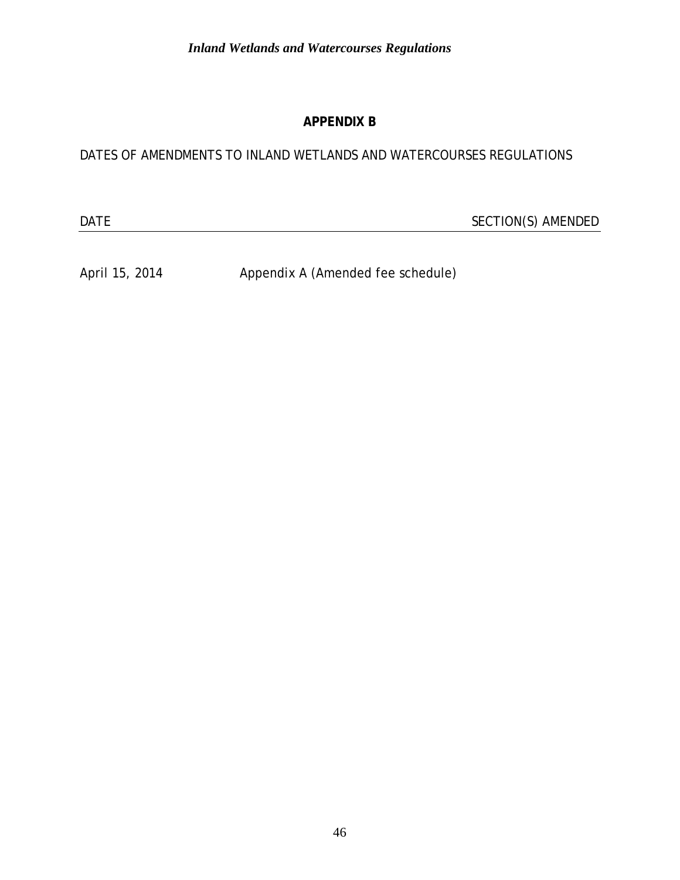## APPENDIX B

DATES OF AMENDMENTS TO INLAND WETLANDS AND WATERCOURSES REGULATIONS

| DATE | SECTION(S) AMENDED |
|---|---|
| April 15, 2014 | Appendix A (Amended fee schedule) |